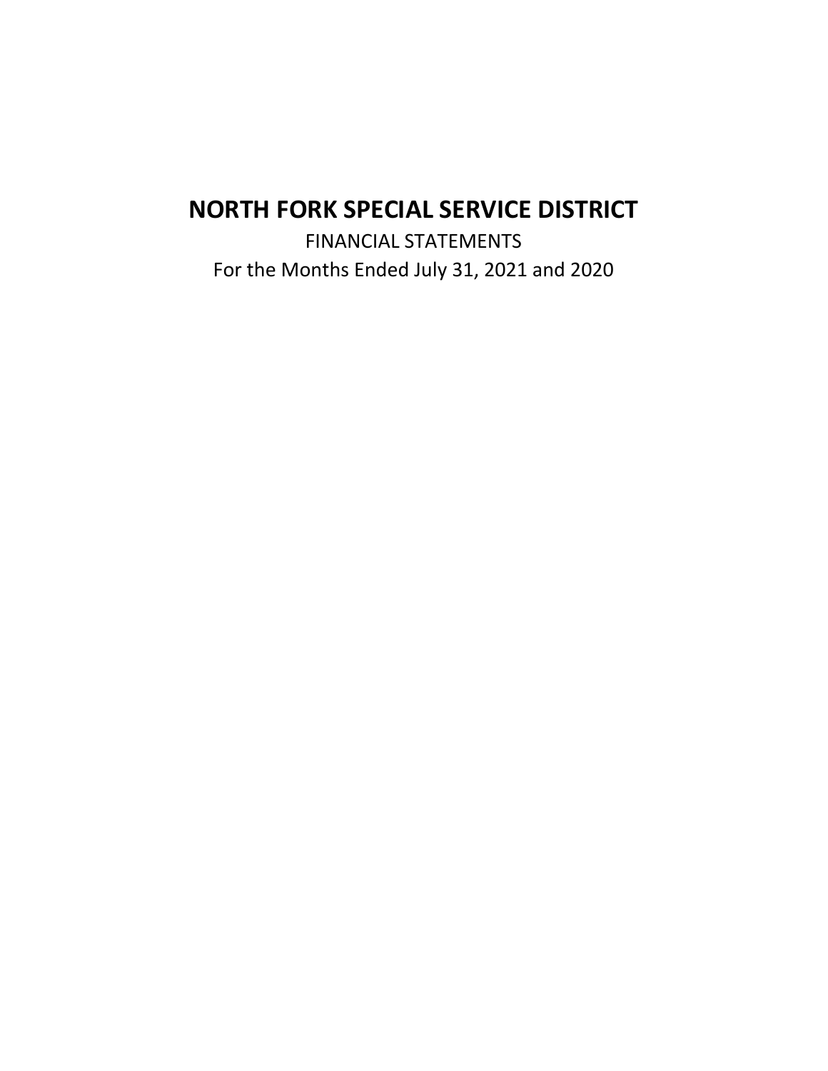# NORTH FORK SPECIAL SERVICE DISTRICT

FINANCIAL STATEMENTS

For the Months Ended July 31, 2021 and 2020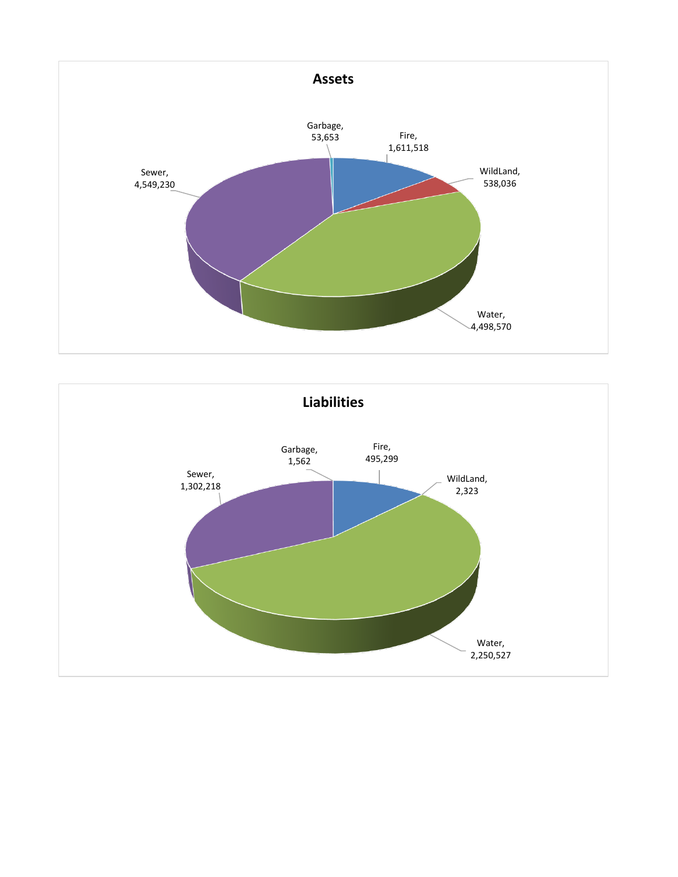## Assets

| Category | Amount |
|---|---|
| Garbage | 53,653 |
| Fire | 1,611,518 |
| WildLand | 538,036 |
| Water | 4,498,570 |
| Sewer | 4,549,230 |

## Liabilities

| Category | Amount |
|---|---|
| Garbage | 1,562 |
| Fire | 495,299 |
| WildLand | 2,323 |
| Water | 2,250,527 |
| Sewer | 1,302,218 |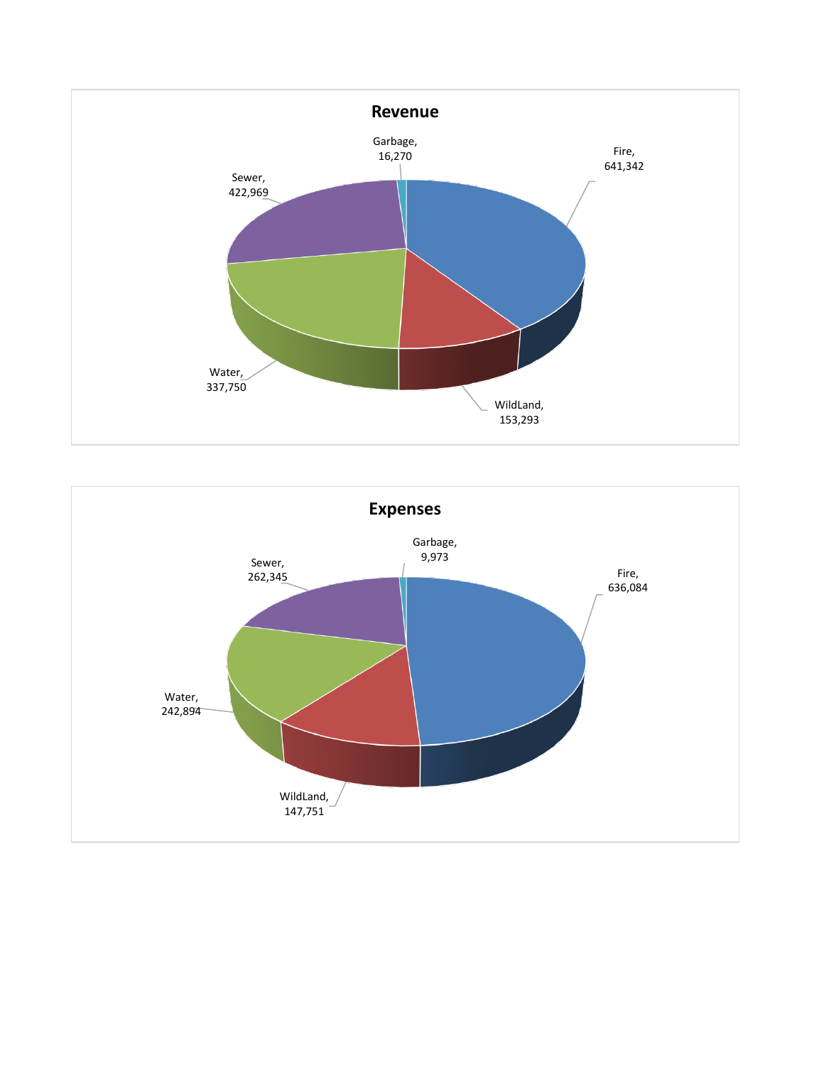## Revenue

| Category | Amount |
|---|---|
| Garbage | 16,270 |
| Fire | 641,342 |
| Sewer | 422,969 |
| Water | 337,750 |
| WildLand | 153,293 |

## Expenses

| Category | Amount |
|---|---|
| Garbage | 9,973 |
| Sewer | 262,345 |
| Fire | 636,084 |
| Water | 242,894 |
| WildLand | 147,751 |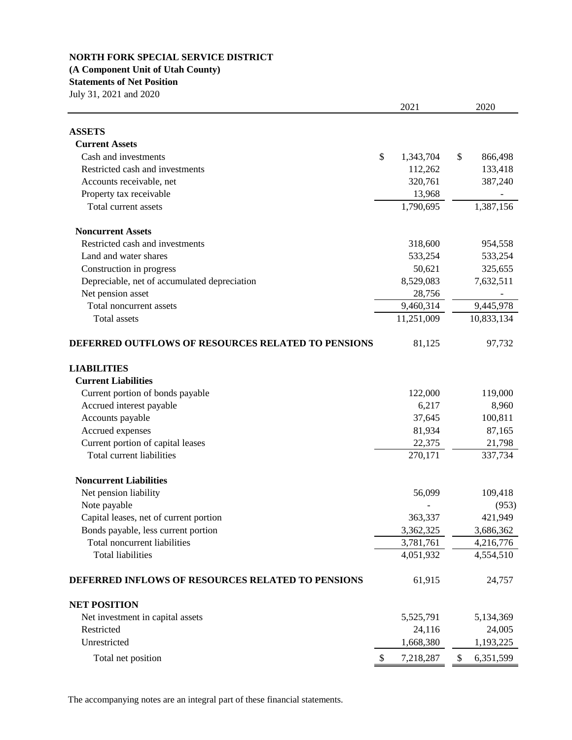**NORTH FORK SPECIAL SERVICE DISTRICT**
**(A Component Unit of Utah County)**
**Statements of Net Position**
July 31, 2021 and 2020

| | 2021 | 2020 |
|---|---|---|
| **ASSETS** | | |
| **Current Assets** | | |
| Cash and investments | $ 1,343,704 | $ 866,498 |
| Restricted cash and investments | 112,262 | 133,418 |
| Accounts receivable, net | 320,761 | 387,240 |
| Property tax receivable | 13,968 | - |
| Total current assets | 1,790,695 | 1,387,156 |
| **Noncurrent Assets** | | |
| Restricted cash and investments | 318,600 | 954,558 |
| Land and water shares | 533,254 | 533,254 |
| Construction in progress | 50,621 | 325,655 |
| Depreciable, net of accumulated depreciation | 8,529,083 | 7,632,511 |
| Net pension asset | 28,756 | - |
| Total noncurrent assets | 9,460,314 | 9,445,978 |
| Total assets | 11,251,009 | 10,833,134 |
| **DEFERRED OUTFLOWS OF RESOURCES RELATED TO PENSIONS** | 81,125 | 97,732 |
| **LIABILITIES** | | |
| **Current Liabilities** | | |
| Current portion of bonds payable | 122,000 | 119,000 |
| Accrued interest payable | 6,217 | 8,960 |
| Accounts payable | 37,645 | 100,811 |
| Accrued expenses | 81,934 | 87,165 |
| Current portion of capital leases | 22,375 | 21,798 |
| Total current liabilities | 270,171 | 337,734 |
| **Noncurrent Liabilities** | | |
| Net pension liability | 56,099 | 109,418 |
| Note payable | - | (953) |
| Capital leases, net of current portion | 363,337 | 421,949 |
| Bonds payable, less current portion | 3,362,325 | 3,686,362 |
| Total noncurrent liabilities | 3,781,761 | 4,216,776 |
| Total liabilities | 4,051,932 | 4,554,510 |
| **DEFERRED INFLOWS OF RESOURCES RELATED TO PENSIONS** | 61,915 | 24,757 |
| **NET POSITION** | | |
| Net investment in capital assets | 5,525,791 | 5,134,369 |
| Restricted | 24,116 | 24,005 |
| Unrestricted | 1,668,380 | 1,193,225 |
| Total net position | $ 7,218,287 | $ 6,351,599 |

The accompanying notes are an integral part of these financial statements.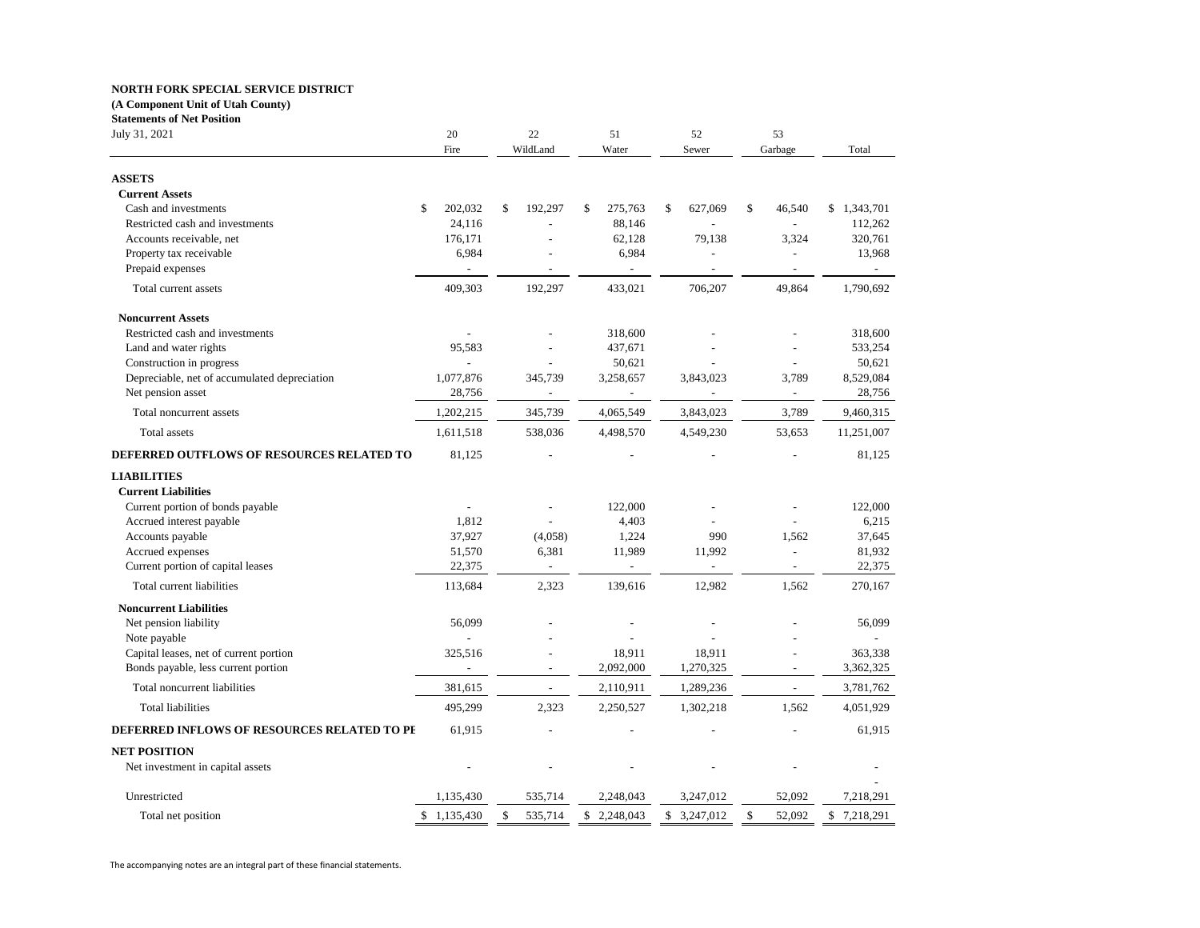**NORTH FORK SPECIAL SERVICE DISTRICT**

**(A Component Unit of Utah County)**

**Statements of Net Position**

| July 31, 2021 | 20<br>Fire | 22<br>WildLand | 51<br>Water | 52<br>Sewer | 53<br>Garbage | Total |
|---|---|---|---|---|---|---|
| **ASSETS** | | | | | | |
| **Current Assets** | | | | | | |
| Cash and investments | $ 202,032 | $ 192,297 | $ 275,763 | $ 627,069 | $ 46,540 | $ 1,343,701 |
| Restricted cash and investments | 24,116 | - | 88,146 | - | - | 112,262 |
| Accounts receivable, net | 176,171 | - | 62,128 | 79,138 | 3,324 | 320,761 |
| Property tax receivable | 6,984 | - | 6,984 | - | - | 13,968 |
| Prepaid expenses | - | - | - | - | - | - |
| Total current assets | 409,303 | 192,297 | 433,021 | 706,207 | 49,864 | 1,790,692 |
| **Noncurrent Assets** | | | | | | |
| Restricted cash and investments | - | - | 318,600 | - | - | 318,600 |
| Land and water rights | 95,583 | - | 437,671 | - | - | 533,254 |
| Construction in progress | - | - | 50,621 | - | - | 50,621 |
| Depreciable, net of accumulated depreciation | 1,077,876 | 345,739 | 3,258,657 | 3,843,023 | 3,789 | 8,529,084 |
| Net pension asset | 28,756 | - | - | - | - | 28,756 |
| Total noncurrent assets | 1,202,215 | 345,739 | 4,065,549 | 3,843,023 | 3,789 | 9,460,315 |
| Total assets | 1,611,518 | 538,036 | 4,498,570 | 4,549,230 | 53,653 | 11,251,007 |
| **DEFERRED OUTFLOWS OF RESOURCES RELATED TO** | 81,125 | - | - | - | - | 81,125 |
| **LIABILITIES** | | | | | | |
| **Current Liabilities** | | | | | | |
| Current portion of bonds payable | - | - | 122,000 | - | - | 122,000 |
| Accrued interest payable | 1,812 | - | 4,403 | - | - | 6,215 |
| Accounts payable | 37,927 | (4,058) | 1,224 | 990 | 1,562 | 37,645 |
| Accrued expenses | 51,570 | 6,381 | 11,989 | 11,992 | - | 81,932 |
| Current portion of capital leases | 22,375 | - | - | - | - | 22,375 |
| Total current liabilities | 113,684 | 2,323 | 139,616 | 12,982 | 1,562 | 270,167 |
| **Noncurrent Liabilities** | | | | | | |
| Net pension liability | 56,099 | - | - | - | - | 56,099 |
| Note payable | - | - | - | - | - | - |
| Capital leases, net of current portion | 325,516 | - | 18,911 | 18,911 | - | 363,338 |
| Bonds payable, less current portion | - | - | 2,092,000 | 1,270,325 | - | 3,362,325 |
| Total noncurrent liabilities | 381,615 | - | 2,110,911 | 1,289,236 | - | 3,781,762 |
| Total liabilities | 495,299 | 2,323 | 2,250,527 | 1,302,218 | 1,562 | 4,051,929 |
| **DEFERRED INFLOWS OF RESOURCES RELATED TO PE** | 61,915 | - | - | - | - | 61,915 |
| **NET POSITION** | | | | | | |
| Net investment in capital assets | - | - | - | - | - | -<br>- |
| Unrestricted | 1,135,430 | 535,714 | 2,248,043 | 3,247,012 | 52,092 | 7,218,291 |
| Total net position | $ 1,135,430 | $ 535,714 | $ 2,248,043 | $ 3,247,012 | $ 52,092 | $ 7,218,291 |

The accompanying notes are an integral part of these financial statements.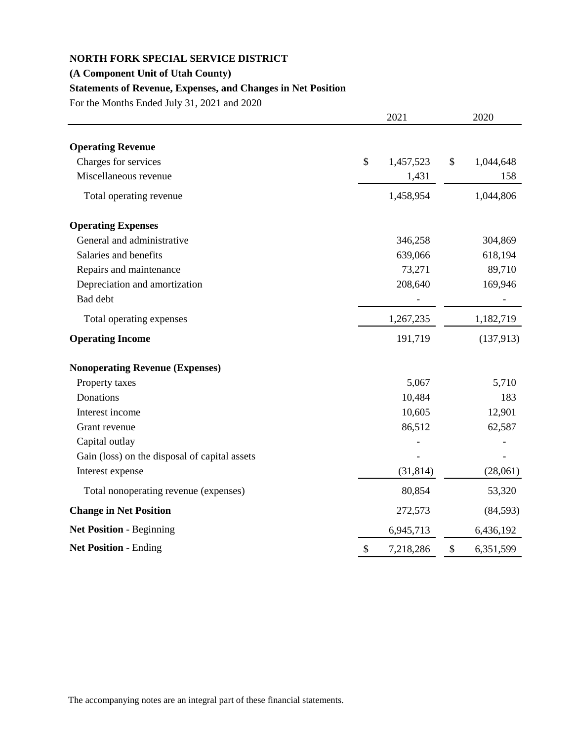**NORTH FORK SPECIAL SERVICE DISTRICT**

**(A Component Unit of Utah County)**

**Statements of Revenue, Expenses, and Changes in Net Position**

For the Months Ended July 31, 2021 and 2020

| | 2021 | 2020 |
|---|---|---|
| **Operating Revenue** | | |
| Charges for services | $ 1,457,523 | $ 1,044,648 |
| Miscellaneous revenue | 1,431 | 158 |
| Total operating revenue | 1,458,954 | 1,044,806 |
| **Operating Expenses** | | |
| General and administrative | 346,258 | 304,869 |
| Salaries and benefits | 639,066 | 618,194 |
| Repairs and maintenance | 73,271 | 89,710 |
| Depreciation and amortization | 208,640 | 169,946 |
| Bad debt | - | - |
| Total operating expenses | 1,267,235 | 1,182,719 |
| **Operating Income** | 191,719 | (137,913) |
| **Nonoperating Revenue (Expenses)** | | |
| Property taxes | 5,067 | 5,710 |
| Donations | 10,484 | 183 |
| Interest income | 10,605 | 12,901 |
| Grant revenue | 86,512 | 62,587 |
| Capital outlay | - | - |
| Gain (loss) on the disposal of capital assets | - | - |
| Interest expense | (31,814) | (28,061) |
| Total nonoperating revenue (expenses) | 80,854 | 53,320 |
| **Change in Net Position** | 272,573 | (84,593) |
| **Net Position** - Beginning | 6,945,713 | 6,436,192 |
| **Net Position** - Ending | $ 7,218,286 | $ 6,351,599 |

The accompanying notes are an integral part of these financial statements.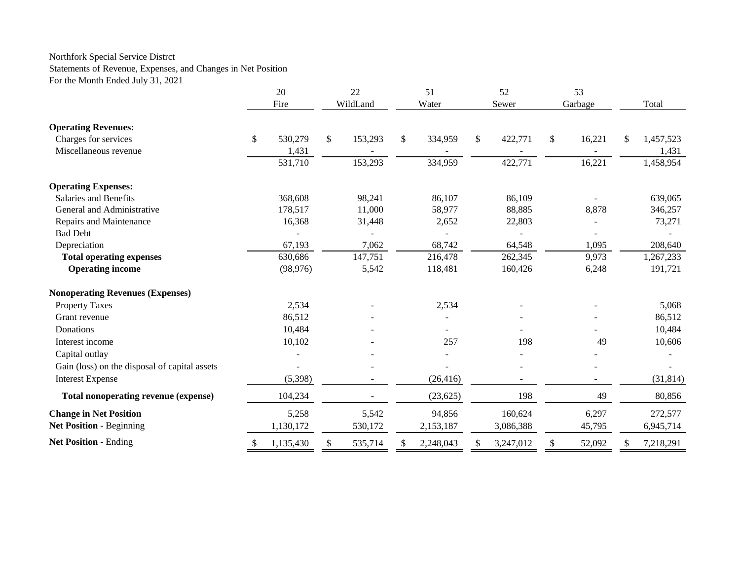Northfork Special Service Distrct
Statements of Revenue, Expenses, and Changes in Net Position
For the Month Ended July 31, 2021

| | 20 Fire | 22 WildLand | 51 Water | 52 Sewer | 53 Garbage | Total |
|---|---|---|---|---|---|---|
| **Operating Revenues:** | | | | | | |
| Charges for services | $ 530,279 | $ 153,293 | $ 334,959 | $ 422,771 | $ 16,221 | $ 1,457,523 |
| Miscellaneous revenue | 1,431 | - | - | - | - | 1,431 |
| | 531,710 | 153,293 | 334,959 | 422,771 | 16,221 | 1,458,954 |
| **Operating Expenses:** | | | | | | |
| Salaries and Benefits | 368,608 | 98,241 | 86,107 | 86,109 | - | 639,065 |
| General and Administrative | 178,517 | 11,000 | 58,977 | 88,885 | 8,878 | 346,257 |
| Repairs and Maintenance | 16,368 | 31,448 | 2,652 | 22,803 | - | 73,271 |
| Bad Debt | - | - | - | - | - | - |
| Depreciation | 67,193 | 7,062 | 68,742 | 64,548 | 1,095 | 208,640 |
| **Total operating expenses** | 630,686 | 147,751 | 216,478 | 262,345 | 9,973 | 1,267,233 |
| **Operating income** | (98,976) | 5,542 | 118,481 | 160,426 | 6,248 | 191,721 |
| **Nonoperating Revenues (Expenses)** | | | | | | |
| Property Taxes | 2,534 | - | 2,534 | - | - | 5,068 |
| Grant revenue | 86,512 | - | - | - | - | 86,512 |
| Donations | 10,484 | - | - | - | - | 10,484 |
| Interest income | 10,102 | - | 257 | 198 | 49 | 10,606 |
| Capital outlay | - | - | - | - | - | - |
| Gain (loss) on the disposal of capital assets | - | - | - | - | - | - |
| Interest Expense | (5,398) | - | (26,416) | - | - | (31,814) |
| **Total nonoperating revenue (expense)** | 104,234 | - | (23,625) | 198 | 49 | 80,856 |
| **Change in Net Position** | 5,258 | 5,542 | 94,856 | 160,624 | 6,297 | 272,577 |
| **Net Position** - Beginning | 1,130,172 | 530,172 | 2,153,187 | 3,086,388 | 45,795 | 6,945,714 |
| **Net Position** - Ending | $ 1,135,430 | $ 535,714 | $ 2,248,043 | $ 3,247,012 | $ 52,092 | $ 7,218,291 |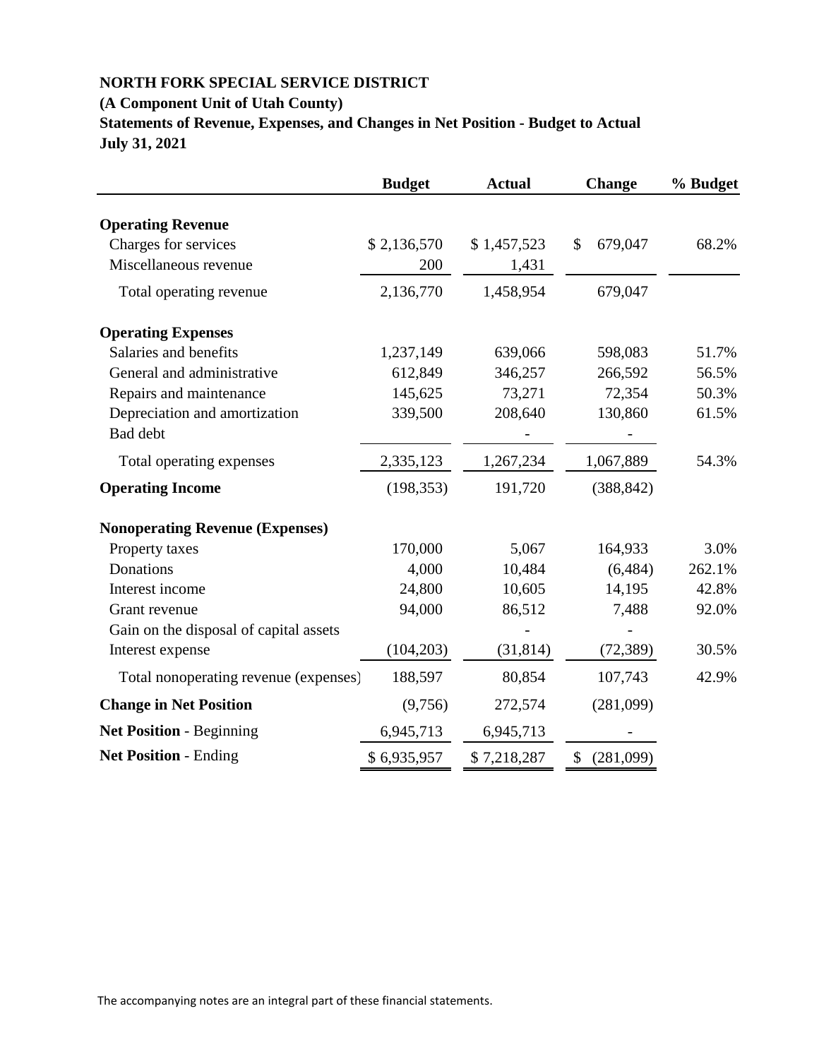**NORTH FORK SPECIAL SERVICE DISTRICT**

**(A Component Unit of Utah County)**

**Statements of Revenue, Expenses, and Changes in Net Position - Budget to Actual**

**July 31, 2021**

| | Budget | Actual | Change | % Budget |
|---|---|---|---|---|
| **Operating Revenue** | | | | |
| Charges for services | $ 2,136,570 | $ 1,457,523 | $ 679,047 | 68.2% |
| Miscellaneous revenue | 200 | 1,431 | | |
| Total operating revenue | 2,136,770 | 1,458,954 | 679,047 | |
| **Operating Expenses** | | | | |
| Salaries and benefits | 1,237,149 | 639,066 | 598,083 | 51.7% |
| General and administrative | 612,849 | 346,257 | 266,592 | 56.5% |
| Repairs and maintenance | 145,625 | 73,271 | 72,354 | 50.3% |
| Depreciation and amortization | 339,500 | 208,640 | 130,860 | 61.5% |
| Bad debt | | - | - | |
| Total operating expenses | 2,335,123 | 1,267,234 | 1,067,889 | 54.3% |
| **Operating Income** | (198,353) | 191,720 | (388,842) | |
| **Nonoperating Revenue (Expenses)** | | | | |
| Property taxes | 170,000 | 5,067 | 164,933 | 3.0% |
| Donations | 4,000 | 10,484 | (6,484) | 262.1% |
| Interest income | 24,800 | 10,605 | 14,195 | 42.8% |
| Grant revenue | 94,000 | 86,512 | 7,488 | 92.0% |
| Gain on the disposal of capital assets | | - | - | |
| Interest expense | (104,203) | (31,814) | (72,389) | 30.5% |
| Total nonoperating revenue (expenses) | 188,597 | 80,854 | 107,743 | 42.9% |
| **Change in Net Position** | (9,756) | 272,574 | (281,099) | |
| **Net Position** - Beginning | 6,945,713 | 6,945,713 | - | |
| **Net Position** - Ending | $ 6,935,957 | $ 7,218,287 | $ (281,099) | |

The accompanying notes are an integral part of these financial statements.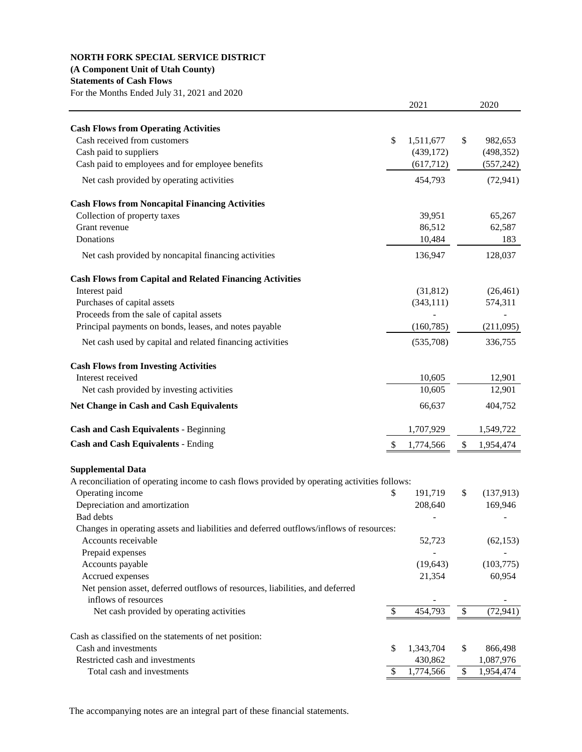**NORTH FORK SPECIAL SERVICE DISTRICT**
**(A Component Unit of Utah County)**
**Statements of Cash Flows**
For the Months Ended July 31, 2021 and 2020

| | 2021 | 2020 |
|---|---|---|
| **Cash Flows from Operating Activities** | | |
| Cash received from customers | $ 1,511,677 | $ 982,653 |
| Cash paid to suppliers | (439,172) | (498,352) |
| Cash paid to employees and for employee benefits | (617,712) | (557,242) |
| Net cash provided by operating activities | 454,793 | (72,941) |
| **Cash Flows from Noncapital Financing Activities** | | |
| Collection of property taxes | 39,951 | 65,267 |
| Grant revenue | 86,512 | 62,587 |
| Donations | 10,484 | 183 |
| Net cash provided by noncapital financing activities | 136,947 | 128,037 |
| **Cash Flows from Capital and Related Financing Activities** | | |
| Interest paid | (31,812) | (26,461) |
| Purchases of capital assets | (343,111) | 574,311 |
| Proceeds from the sale of capital assets | - | - |
| Principal payments on bonds, leases, and notes payable | (160,785) | (211,095) |
| Net cash used by capital and related financing activities | (535,708) | 336,755 |
| **Cash Flows from Investing Activities** | | |
| Interest received | 10,605 | 12,901 |
| Net cash provided by investing activities | 10,605 | 12,901 |
| **Net Change in Cash and Cash Equivalents** | 66,637 | 404,752 |
| **Cash and Cash Equivalents** - Beginning | 1,707,929 | 1,549,722 |
| **Cash and Cash Equivalents** - Ending | $ 1,774,566 | $ 1,954,474 |

**Supplemental Data**

A reconciliation of operating income to cash flows provided by operating activities follows:

| | 2021 | 2020 |
|---|---|---|
| Operating income | $ 191,719 | $ (137,913) |
| Depreciation and amortization | 208,640 | 169,946 |
| Bad debts | - | - |
| Changes in operating assets and liabilities and deferred outflows/inflows of resources: | | |
| Accounts receivable | 52,723 | (62,153) |
| Prepaid expenses | - | - |
| Accounts payable | (19,643) | (103,775) |
| Accrued expenses | 21,354 | 60,954 |
| Net pension asset, deferred outflows of resources, liabilities, and deferred inflows of resources | - | - |
| Net cash provided by operating activities | $ 454,793 | $ (72,941) |

| Cash as classified on the statements of net position: | 2021 | 2020 |
|---|---|---|
| Cash and investments | $ 1,343,704 | $ 866,498 |
| Restricted cash and investments | 430,862 | 1,087,976 |
| Total cash and investments | $ 1,774,566 | $ 1,954,474 |

The accompanying notes are an integral part of these financial statements.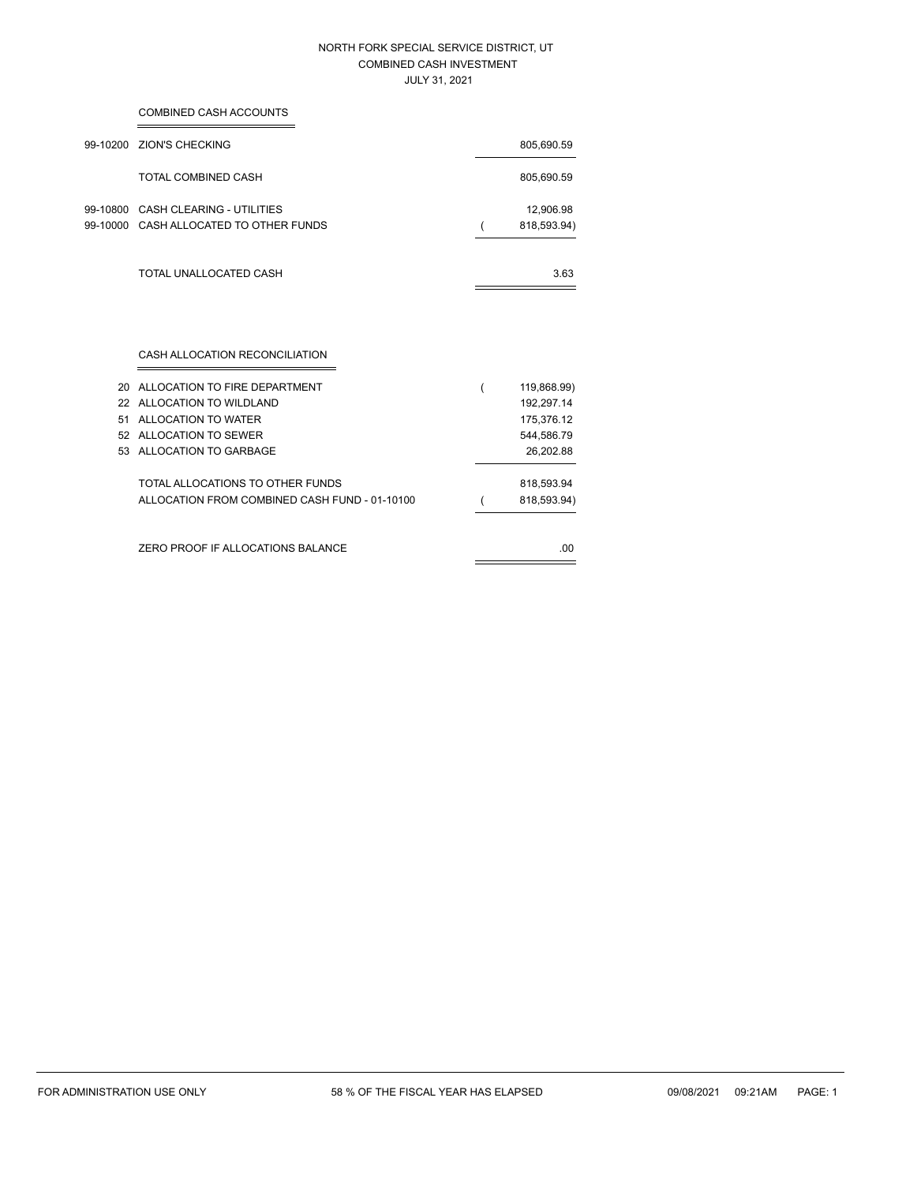# NORTH FORK SPECIAL SERVICE DISTRICT, UT

## COMBINED CASH INVESTMENT

### JULY 31, 2021

**COMBINED CASH ACCOUNTS**

| Account | Description | Amount |
|---|---|---|
| 99-10200 | ZION'S CHECKING | 805,690.59 |
| | TOTAL COMBINED CASH | 805,690.59 |
| 99-10800 | CASH CLEARING - UTILITIES | 12,906.98 |
| 99-10000 | CASH ALLOCATED TO OTHER FUNDS | ( 818,593.94) |
| | TOTAL UNALLOCATED CASH | 3.63 |

**CASH ALLOCATION RECONCILIATION**

| Fund | Description | Amount |
|---|---|---|
| 20 | ALLOCATION TO FIRE DEPARTMENT | ( 119,868.99) |
| 22 | ALLOCATION TO WILDLAND | 192,297.14 |
| 51 | ALLOCATION TO WATER | 175,376.12 |
| 52 | ALLOCATION TO SEWER | 544,586.79 |
| 53 | ALLOCATION TO GARBAGE | 26,202.88 |
| | TOTAL ALLOCATIONS TO OTHER FUNDS | 818,593.94 |
| | ALLOCATION FROM COMBINED CASH FUND - 01-10100 | ( 818,593.94) |
| | ZERO PROOF IF ALLOCATIONS BALANCE | .00 |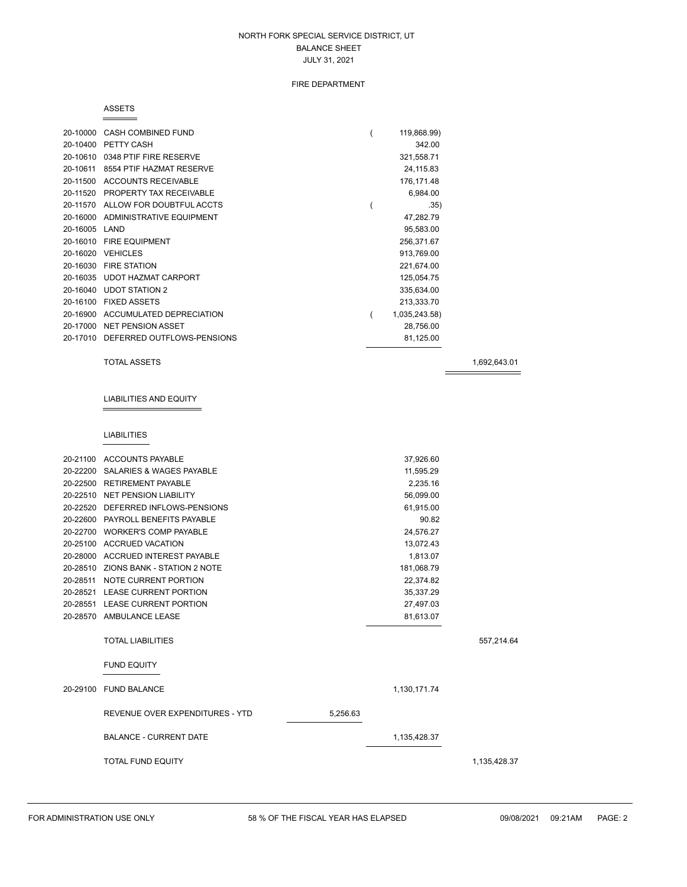# NORTH FORK SPECIAL SERVICE DISTRICT, UT

## BALANCE SHEET

### JULY 31, 2021

### FIRE DEPARTMENT

#### ASSETS

| Account | Description | | Amount | Total |
|---|---|---|---|---|
| 20-10000 | CASH COMBINED FUND | | ( 119,868.99) | |
| 20-10400 | PETTY CASH | | 342.00 | |
| 20-10610 | 0348 PTIF FIRE RESERVE | | 321,558.71 | |
| 20-10611 | 8554 PTIF HAZMAT RESERVE | | 24,115.83 | |
| 20-11500 | ACCOUNTS RECEIVABLE | | 176,171.48 | |
| 20-11520 | PROPERTY TAX RECEIVABLE | | 6,984.00 | |
| 20-11570 | ALLOW FOR DOUBTFUL ACCTS | | ( .35) | |
| 20-16000 | ADMINISTRATIVE EQUIPMENT | | 47,282.79 | |
| 20-16005 | LAND | | 95,583.00 | |
| 20-16010 | FIRE EQUIPMENT | | 256,371.67 | |
| 20-16020 | VEHICLES | | 913,769.00 | |
| 20-16030 | FIRE STATION | | 221,674.00 | |
| 20-16035 | UDOT HAZMAT CARPORT | | 125,054.75 | |
| 20-16040 | UDOT STATION 2 | | 335,634.00 | |
| 20-16100 | FIXED ASSETS | | 213,333.70 | |
| 20-16900 | ACCUMULATED DEPRECIATION | | ( 1,035,243.58) | |
| 20-17000 | NET PENSION ASSET | | 28,756.00 | |
| 20-17010 | DEFERRED OUTFLOWS-PENSIONS | | 81,125.00 | |
| | TOTAL ASSETS | | | 1,692,643.01 |

#### LIABILITIES AND EQUITY

##### LIABILITIES

| Account | Description | | Amount | Total |
|---|---|---|---|---|
| 20-21100 | ACCOUNTS PAYABLE | | 37,926.60 | |
| 20-22200 | SALARIES & WAGES PAYABLE | | 11,595.29 | |
| 20-22500 | RETIREMENT PAYABLE | | 2,235.16 | |
| 20-22510 | NET PENSION LIABILITY | | 56,099.00 | |
| 20-22520 | DEFERRED INFLOWS-PENSIONS | | 61,915.00 | |
| 20-22600 | PAYROLL BENEFITS PAYABLE | | 90.82 | |
| 20-22700 | WORKER'S COMP PAYABLE | | 24,576.27 | |
| 20-25100 | ACCRUED VACATION | | 13,072.43 | |
| 20-28000 | ACCRUED INTEREST PAYABLE | | 1,813.07 | |
| 20-28510 | ZIONS BANK - STATION 2 NOTE | | 181,068.79 | |
| 20-28511 | NOTE CURRENT PORTION | | 22,374.82 | |
| 20-28521 | LEASE CURRENT PORTION | | 35,337.29 | |
| 20-28551 | LEASE CURRENT PORTION | | 27,497.03 | |
| 20-28570 | AMBULANCE LEASE | | 81,613.07 | |
| | TOTAL LIABILITIES | | | 557,214.64 |

##### FUND EQUITY

| Account | Description | | Amount | Total |
|---|---|---|---|---|
| 20-29100 | FUND BALANCE | | 1,130,171.74 | |
| | REVENUE OVER EXPENDITURES - YTD | 5,256.63 | | |
| | BALANCE - CURRENT DATE | | 1,135,428.37 | |
| | TOTAL FUND EQUITY | | | 1,135,428.37 |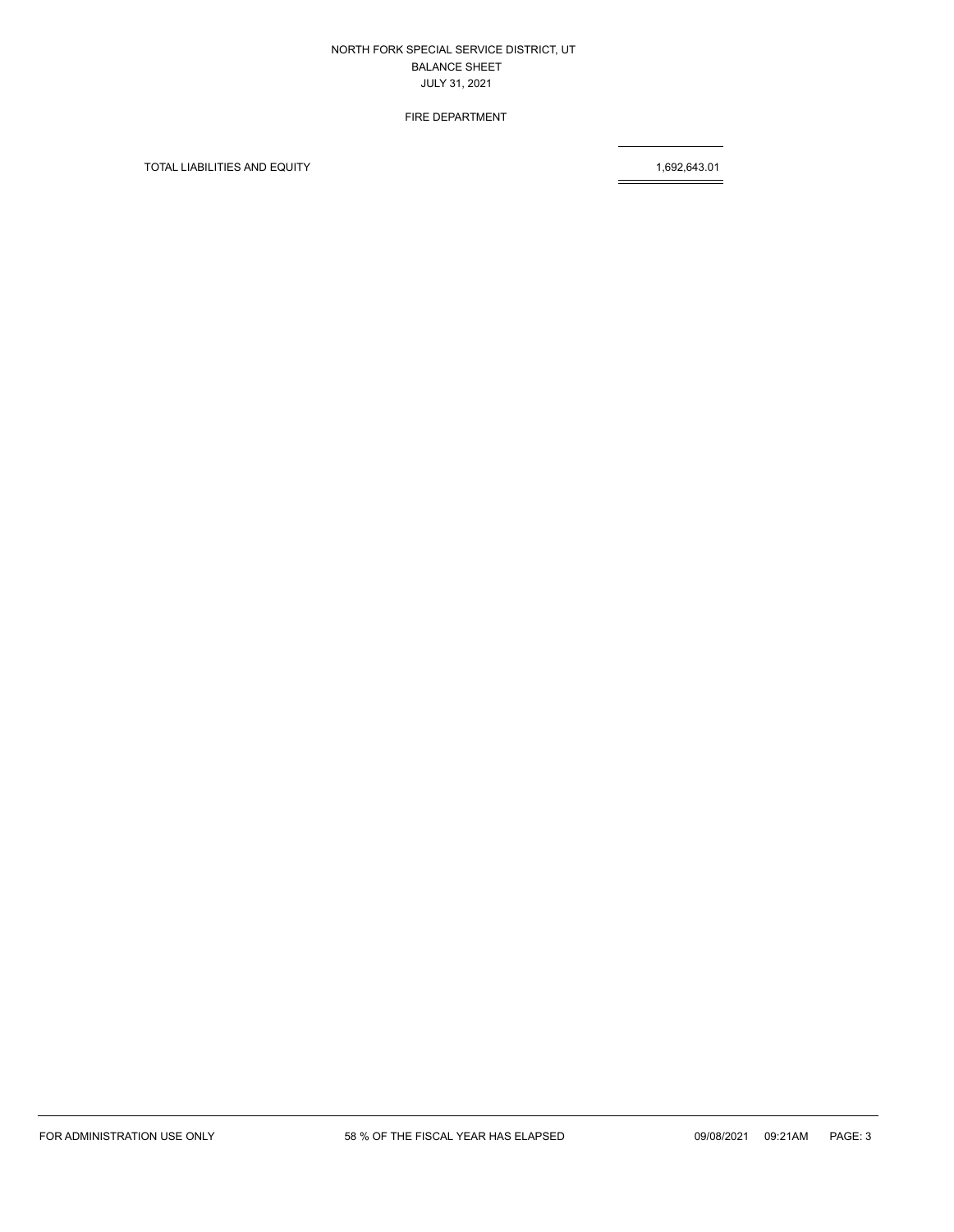NORTH FORK SPECIAL SERVICE DISTRICT, UT
BALANCE SHEET
JULY 31, 2021

FIRE DEPARTMENT

| | |
|---|---|
| TOTAL LIABILITIES AND EQUITY | 1,692,643.01 |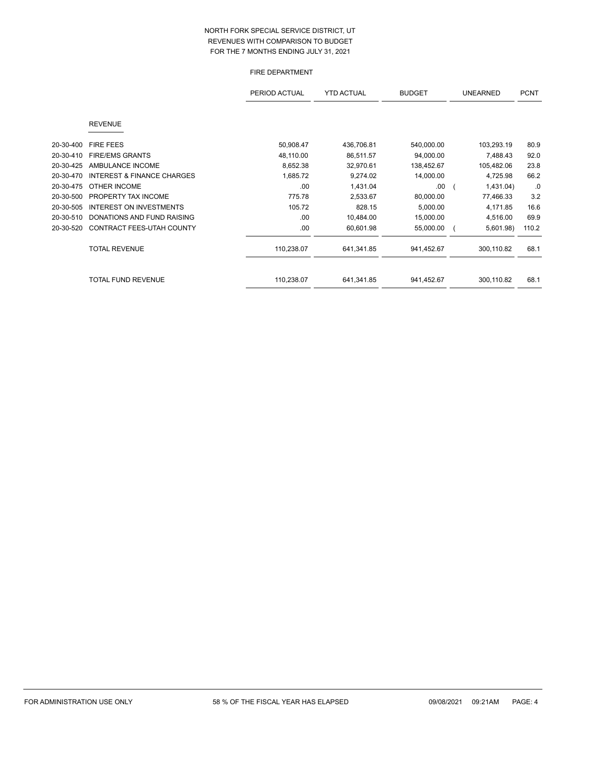# NORTH FORK SPECIAL SERVICE DISTRICT, UT
## REVENUES WITH COMPARISON TO BUDGET
## FOR THE 7 MONTHS ENDING JULY 31, 2021

### FIRE DEPARTMENT

| | | PERIOD ACTUAL | YTD ACTUAL | BUDGET | UNEARNED | PCNT |
|---|---|---|---|---|---|---|
| | **REVENUE** | | | | | |
| 20-30-400 | FIRE FEES | 50,908.47 | 436,706.81 | 540,000.00 | 103,293.19 | 80.9 |
| 20-30-410 | FIRE/EMS GRANTS | 48,110.00 | 86,511.57 | 94,000.00 | 7,488.43 | 92.0 |
| 20-30-425 | AMBULANCE INCOME | 8,652.38 | 32,970.61 | 138,452.67 | 105,482.06 | 23.8 |
| 20-30-470 | INTEREST & FINANCE CHARGES | 1,685.72 | 9,274.02 | 14,000.00 | 4,725.98 | 66.2 |
| 20-30-475 | OTHER INCOME | .00 | 1,431.04 | .00 | ( 1,431.04) | .0 |
| 20-30-500 | PROPERTY TAX INCOME | 775.78 | 2,533.67 | 80,000.00 | 77,466.33 | 3.2 |
| 20-30-505 | INTEREST ON INVESTMENTS | 105.72 | 828.15 | 5,000.00 | 4,171.85 | 16.6 |
| 20-30-510 | DONATIONS AND FUND RAISING | .00 | 10,484.00 | 15,000.00 | 4,516.00 | 69.9 |
| 20-30-520 | CONTRACT FEES-UTAH COUNTY | .00 | 60,601.98 | 55,000.00 | ( 5,601.98) | 110.2 |
| | TOTAL REVENUE | 110,238.07 | 641,341.85 | 941,452.67 | 300,110.82 | 68.1 |
| | TOTAL FUND REVENUE | 110,238.07 | 641,341.85 | 941,452.67 | 300,110.82 | 68.1 |

FOR ADMINISTRATION USE ONLY    58 % OF THE FISCAL YEAR HAS ELAPSED    09/08/2021 09:21AM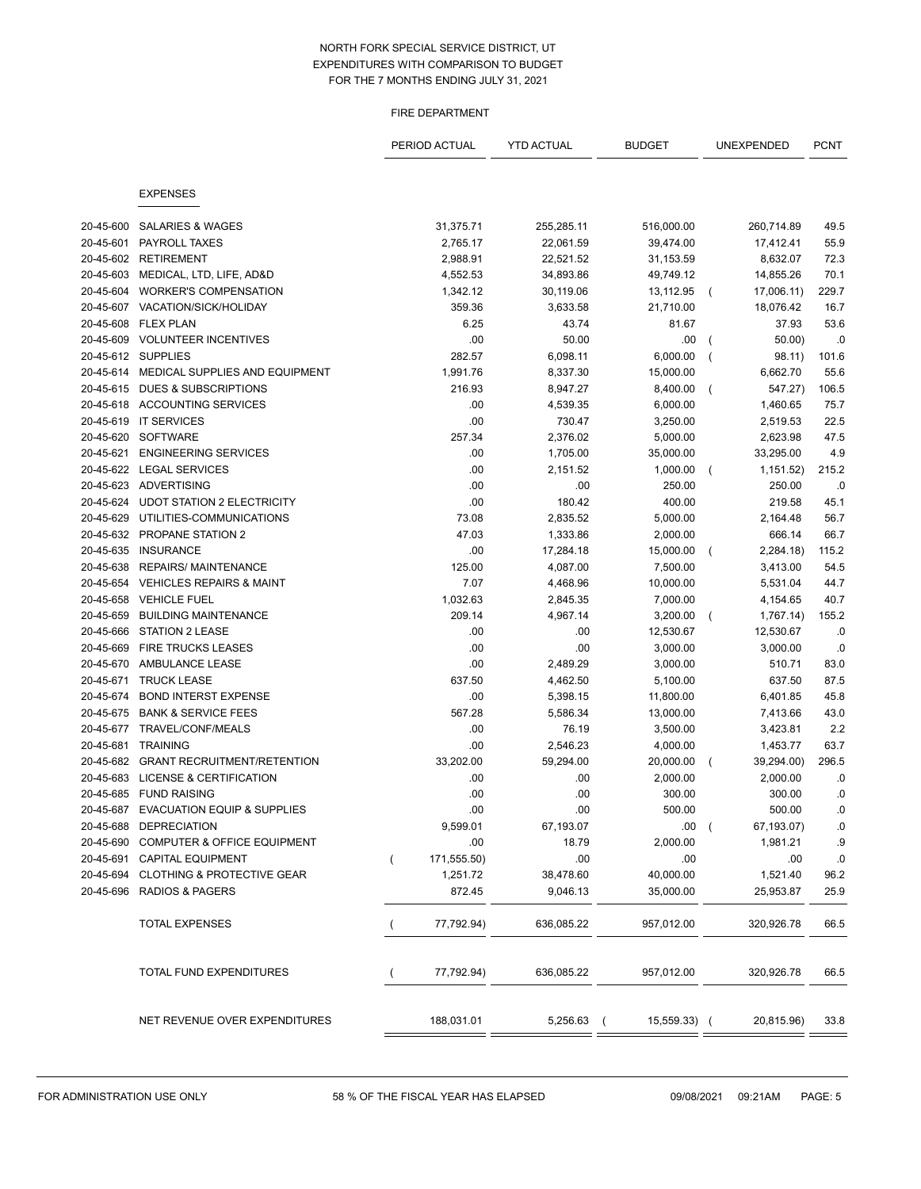# NORTH FORK SPECIAL SERVICE DISTRICT, UT
## EXPENDITURES WITH COMPARISON TO BUDGET
## FOR THE 7 MONTHS ENDING JULY 31, 2021

### FIRE DEPARTMENT

| | | PERIOD ACTUAL | YTD ACTUAL | BUDGET | UNEXPENDED | PCNT |
|---|---|---|---|---|---|---|
| | **EXPENSES** | | | | | |
| 20-45-600 | SALARIES & WAGES | 31,375.71 | 255,285.11 | 516,000.00 | 260,714.89 | 49.5 |
| 20-45-601 | PAYROLL TAXES | 2,765.17 | 22,061.59 | 39,474.00 | 17,412.41 | 55.9 |
| 20-45-602 | RETIREMENT | 2,988.91 | 22,521.52 | 31,153.59 | 8,632.07 | 72.3 |
| 20-45-603 | MEDICAL, LTD, LIFE, AD&D | 4,552.53 | 34,893.86 | 49,749.12 | 14,855.26 | 70.1 |
| 20-45-604 | WORKER'S COMPENSATION | 1,342.12 | 30,119.06 | 13,112.95 | ( 17,006.11) | 229.7 |
| 20-45-607 | VACATION/SICK/HOLIDAY | 359.36 | 3,633.58 | 21,710.00 | 18,076.42 | 16.7 |
| 20-45-608 | FLEX PLAN | 6.25 | 43.74 | 81.67 | 37.93 | 53.6 |
| 20-45-609 | VOLUNTEER INCENTIVES | .00 | 50.00 | .00 | ( 50.00) | .0 |
| 20-45-612 | SUPPLIES | 282.57 | 6,098.11 | 6,000.00 | ( 98.11) | 101.6 |
| 20-45-614 | MEDICAL SUPPLIES AND EQUIPMENT | 1,991.76 | 8,337.30 | 15,000.00 | 6,662.70 | 55.6 |
| 20-45-615 | DUES & SUBSCRIPTIONS | 216.93 | 8,947.27 | 8,400.00 | ( 547.27) | 106.5 |
| 20-45-618 | ACCOUNTING SERVICES | .00 | 4,539.35 | 6,000.00 | 1,460.65 | 75.7 |
| 20-45-619 | IT SERVICES | .00 | 730.47 | 3,250.00 | 2,519.53 | 22.5 |
| 20-45-620 | SOFTWARE | 257.34 | 2,376.02 | 5,000.00 | 2,623.98 | 47.5 |
| 20-45-621 | ENGINEERING SERVICES | .00 | 1,705.00 | 35,000.00 | 33,295.00 | 4.9 |
| 20-45-622 | LEGAL SERVICES | .00 | 2,151.52 | 1,000.00 | ( 1,151.52) | 215.2 |
| 20-45-623 | ADVERTISING | .00 | .00 | 250.00 | 250.00 | .0 |
| 20-45-624 | UDOT STATION 2 ELECTRICITY | .00 | 180.42 | 400.00 | 219.58 | 45.1 |
| 20-45-629 | UTILITIES-COMMUNICATIONS | 73.08 | 2,835.52 | 5,000.00 | 2,164.48 | 56.7 |
| 20-45-632 | PROPANE STATION 2 | 47.03 | 1,333.86 | 2,000.00 | 666.14 | 66.7 |
| 20-45-635 | INSURANCE | .00 | 17,284.18 | 15,000.00 | ( 2,284.18) | 115.2 |
| 20-45-638 | REPAIRS/ MAINTENANCE | 125.00 | 4,087.00 | 7,500.00 | 3,413.00 | 54.5 |
| 20-45-654 | VEHICLES REPAIRS & MAINT | 7.07 | 4,468.96 | 10,000.00 | 5,531.04 | 44.7 |
| 20-45-658 | VEHICLE FUEL | 1,032.63 | 2,845.35 | 7,000.00 | 4,154.65 | 40.7 |
| 20-45-659 | BUILDING MAINTENANCE | 209.14 | 4,967.14 | 3,200.00 | ( 1,767.14) | 155.2 |
| 20-45-666 | STATION 2 LEASE | .00 | .00 | 12,530.67 | 12,530.67 | .0 |
| 20-45-669 | FIRE TRUCKS LEASES | .00 | .00 | 3,000.00 | 3,000.00 | .0 |
| 20-45-670 | AMBULANCE LEASE | .00 | 2,489.29 | 3,000.00 | 510.71 | 83.0 |
| 20-45-671 | TRUCK LEASE | 637.50 | 4,462.50 | 5,100.00 | 637.50 | 87.5 |
| 20-45-674 | BOND INTERST EXPENSE | .00 | 5,398.15 | 11,800.00 | 6,401.85 | 45.8 |
| 20-45-675 | BANK & SERVICE FEES | 567.28 | 5,586.34 | 13,000.00 | 7,413.66 | 43.0 |
| 20-45-677 | TRAVEL/CONF/MEALS | .00 | 76.19 | 3,500.00 | 3,423.81 | 2.2 |
| 20-45-681 | TRAINING | .00 | 2,546.23 | 4,000.00 | 1,453.77 | 63.7 |
| 20-45-682 | GRANT RECRUITMENT/RETENTION | 33,202.00 | 59,294.00 | 20,000.00 | ( 39,294.00) | 296.5 |
| 20-45-683 | LICENSE & CERTIFICATION | .00 | .00 | 2,000.00 | 2,000.00 | .0 |
| 20-45-685 | FUND RAISING | .00 | .00 | 300.00 | 300.00 | .0 |
| 20-45-687 | EVACUATION EQUIP & SUPPLIES | .00 | .00 | 500.00 | 500.00 | .0 |
| 20-45-688 | DEPRECIATION | 9,599.01 | 67,193.07 | .00 | ( 67,193.07) | .0 |
| 20-45-690 | COMPUTER & OFFICE EQUIPMENT | .00 | 18.79 | 2,000.00 | 1,981.21 | .9 |
| 20-45-691 | CAPITAL EQUIPMENT | ( 171,555.50) | .00 | .00 | .00 | .0 |
| 20-45-694 | CLOTHING & PROTECTIVE GEAR | 1,251.72 | 38,478.60 | 40,000.00 | 1,521.40 | 96.2 |
| 20-45-696 | RADIOS & PAGERS | 872.45 | 9,046.13 | 35,000.00 | 25,953.87 | 25.9 |
| | TOTAL EXPENSES | ( 77,792.94) | 636,085.22 | 957,012.00 | 320,926.78 | 66.5 |
| | TOTAL FUND EXPENDITURES | ( 77,792.94) | 636,085.22 | 957,012.00 | 320,926.78 | 66.5 |
| | NET REVENUE OVER EXPENDITURES | 188,031.01 | 5,256.63 | ( 15,559.33) | ( 20,815.96) | 33.8 |

FOR ADMINISTRATION USE ONLY — 58 % OF THE FISCAL YEAR HAS ELAPSED — 09/08/2021 09:21AM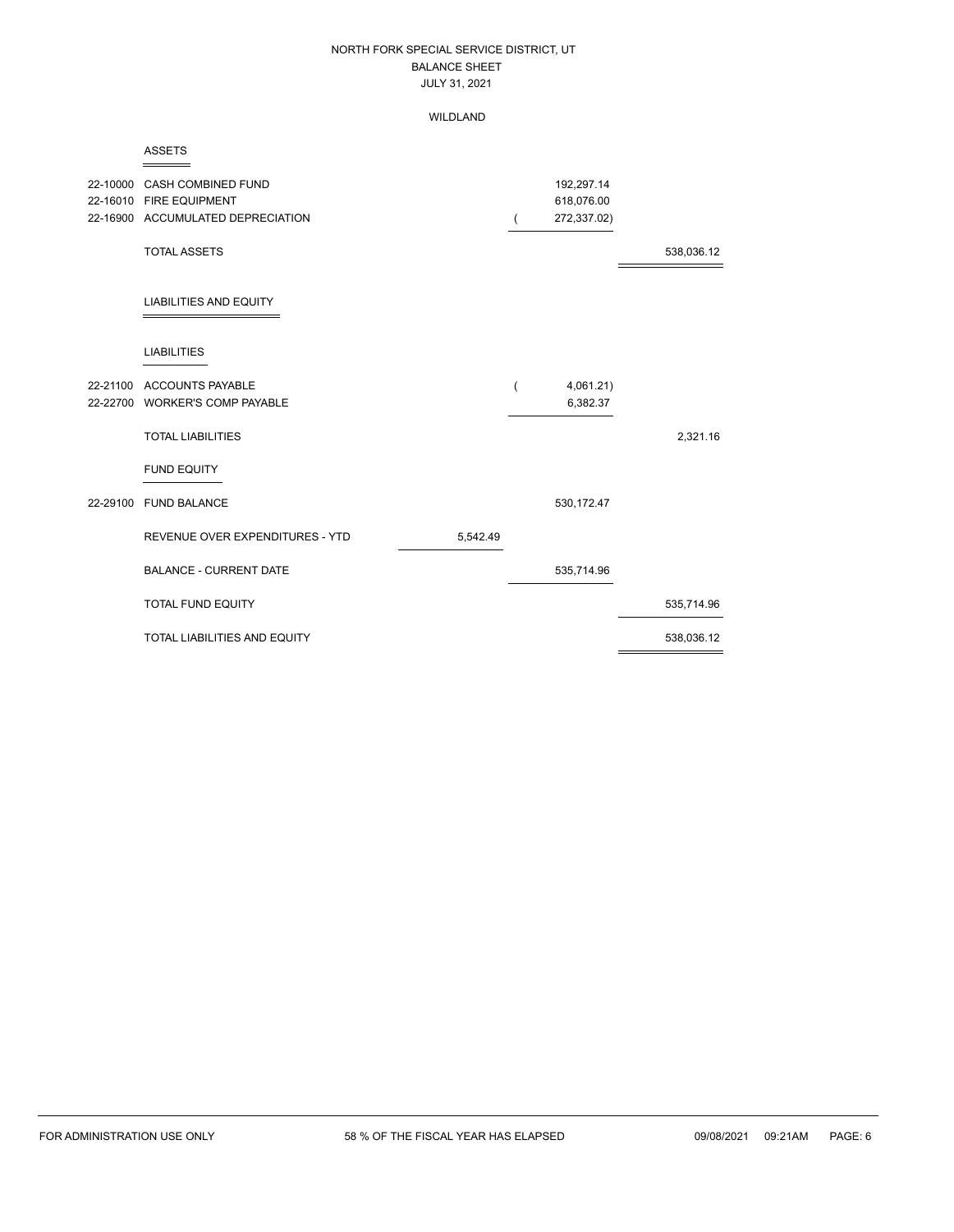# NORTH FORK SPECIAL SERVICE DISTRICT, UT

## BALANCE SHEET

JULY 31, 2021

WILDLAND

### ASSETS

| Account | Description | | | |
|---|---|---|---|---|
| 22-10000 | CASH COMBINED FUND | | 192,297.14 | |
| 22-16010 | FIRE EQUIPMENT | | 618,076.00 | |
| 22-16900 | ACCUMULATED DEPRECIATION | | ( 272,337.02) | |
| | TOTAL ASSETS | | | 538,036.12 |

### LIABILITIES AND EQUITY

#### LIABILITIES

| Account | Description | | | |
|---|---|---|---|---|
| 22-21100 | ACCOUNTS PAYABLE | | ( 4,061.21) | |
| 22-22700 | WORKER'S COMP PAYABLE | | 6,382.37 | |
| | TOTAL LIABILITIES | | | 2,321.16 |

#### FUND EQUITY

| Account | Description | | | |
|---|---|---|---|---|
| 22-29100 | FUND BALANCE | | 530,172.47 | |
| | REVENUE OVER EXPENDITURES - YTD | 5,542.49 | | |
| | BALANCE - CURRENT DATE | | 535,714.96 | |
| | TOTAL FUND EQUITY | | | 535,714.96 |
| | TOTAL LIABILITIES AND EQUITY | | | 538,036.12 |

FOR ADMINISTRATION USE ONLY 58 % OF THE FISCAL YEAR HAS ELAPSED 09/08/2021 09:21AM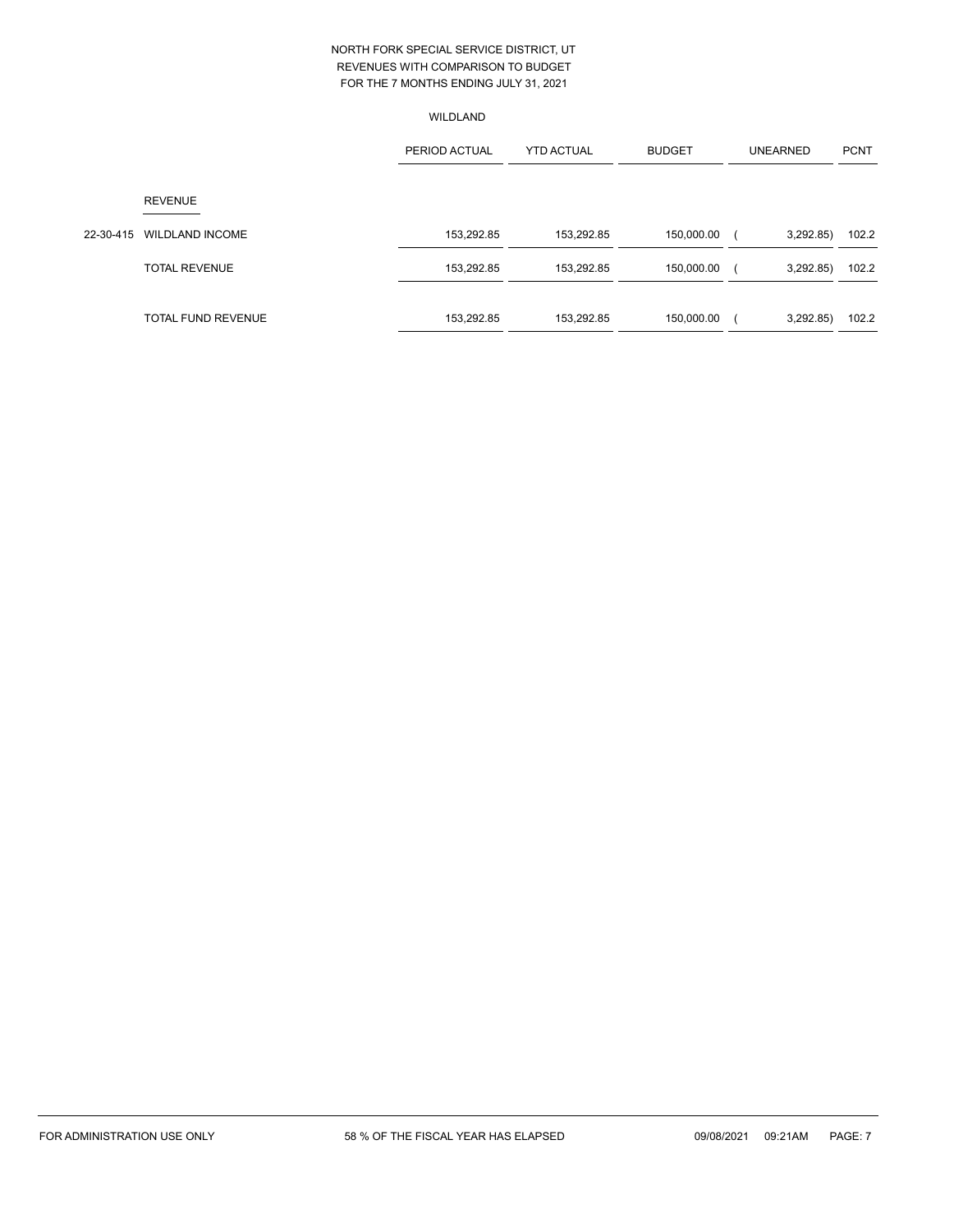NORTH FORK SPECIAL SERVICE DISTRICT, UT
REVENUES WITH COMPARISON TO BUDGET
FOR THE 7 MONTHS ENDING JULY 31, 2021

WILDLAND

| | | PERIOD ACTUAL | YTD ACTUAL | BUDGET | UNEARNED | PCNT |
|---|---|---|---|---|---|---|
| | REVENUE | | | | | |
| 22-30-415 | WILDLAND INCOME | 153,292.85 | 153,292.85 | 150,000.00 | ( 3,292.85) | 102.2 |
| | TOTAL REVENUE | 153,292.85 | 153,292.85 | 150,000.00 | ( 3,292.85) | 102.2 |
| | TOTAL FUND REVENUE | 153,292.85 | 153,292.85 | 150,000.00 | ( 3,292.85) | 102.2 |

FOR ADMINISTRATION USE ONLY 58 % OF THE FISCAL YEAR HAS ELAPSED 09/08/2021 09:21AM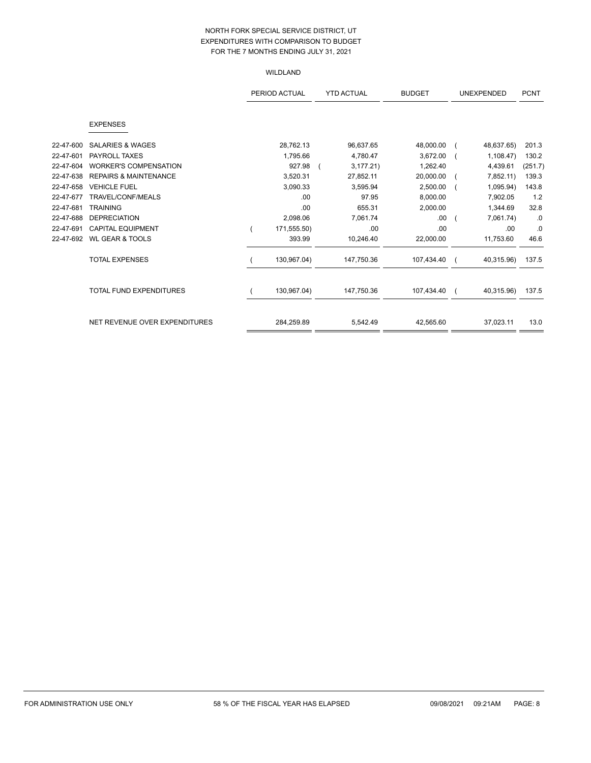NORTH FORK SPECIAL SERVICE DISTRICT, UT
EXPENDITURES WITH COMPARISON TO BUDGET
FOR THE 7 MONTHS ENDING JULY 31, 2021

WILDLAND

| | | PERIOD ACTUAL | YTD ACTUAL | BUDGET | UNEXPENDED | PCNT |
|---|---|---|---|---|---|---|
| | **EXPENSES** | | | | | |
| 22-47-600 | SALARIES & WAGES | 28,762.13 | 96,637.65 | 48,000.00 | ( 48,637.65) | 201.3 |
| 22-47-601 | PAYROLL TAXES | 1,795.66 | 4,780.47 | 3,672.00 | ( 1,108.47) | 130.2 |
| 22-47-604 | WORKER'S COMPENSATION | 927.98 | ( 3,177.21) | 1,262.40 | 4,439.61 | (251.7) |
| 22-47-638 | REPAIRS & MAINTENANCE | 3,520.31 | 27,852.11 | 20,000.00 | ( 7,852.11) | 139.3 |
| 22-47-658 | VEHICLE FUEL | 3,090.33 | 3,595.94 | 2,500.00 | ( 1,095.94) | 143.8 |
| 22-47-677 | TRAVEL/CONF/MEALS | .00 | 97.95 | 8,000.00 | 7,902.05 | 1.2 |
| 22-47-681 | TRAINING | .00 | 655.31 | 2,000.00 | 1,344.69 | 32.8 |
| 22-47-688 | DEPRECIATION | 2,098.06 | 7,061.74 | .00 | ( 7,061.74) | .0 |
| 22-47-691 | CAPITAL EQUIPMENT | ( 171,555.50) | .00 | .00 | .00 | .0 |
| 22-47-692 | WL GEAR & TOOLS | 393.99 | 10,246.40 | 22,000.00 | 11,753.60 | 46.6 |
| | TOTAL EXPENSES | ( 130,967.04) | 147,750.36 | 107,434.40 | ( 40,315.96) | 137.5 |
| | TOTAL FUND EXPENDITURES | ( 130,967.04) | 147,750.36 | 107,434.40 | ( 40,315.96) | 137.5 |
| | NET REVENUE OVER EXPENDITURES | 284,259.89 | 5,542.49 | 42,565.60 | 37,023.11 | 13.0 |

FOR ADMINISTRATION USE ONLY | 58 % OF THE FISCAL YEAR HAS ELAPSED | 09/08/2021 09:21AM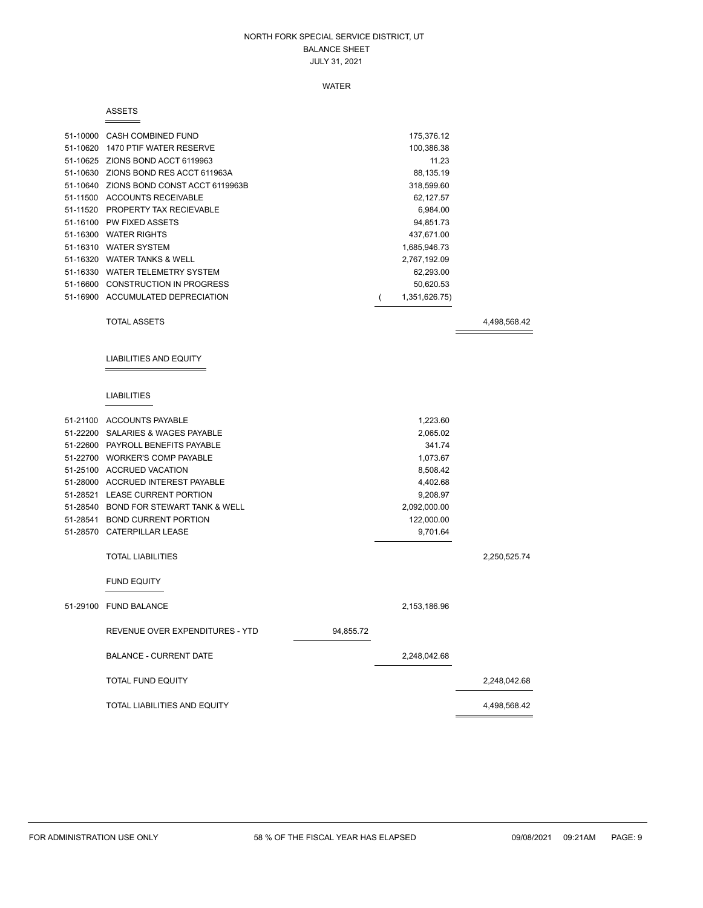# NORTH FORK SPECIAL SERVICE DISTRICT, UT
## BALANCE SHEET
### JULY 31, 2021

#### WATER

**ASSETS**

| Account | Description | | | |
|---|---|---|---|---|
| 51-10000 | CASH COMBINED FUND | | 175,376.12 | |
| 51-10620 | 1470 PTIF WATER RESERVE | | 100,386.38 | |
| 51-10625 | ZIONS BOND ACCT 6119963 | | 11.23 | |
| 51-10630 | ZIONS BOND RES ACCT 611963A | | 88,135.19 | |
| 51-10640 | ZIONS BOND CONST ACCT 6119963B | | 318,599.60 | |
| 51-11500 | ACCOUNTS RECEIVABLE | | 62,127.57 | |
| 51-11520 | PROPERTY TAX RECIEVABLE | | 6,984.00 | |
| 51-16100 | PW FIXED ASSETS | | 94,851.73 | |
| 51-16300 | WATER RIGHTS | | 437,671.00 | |
| 51-16310 | WATER SYSTEM | | 1,685,946.73 | |
| 51-16320 | WATER TANKS & WELL | | 2,767,192.09 | |
| 51-16330 | WATER TELEMETRY SYSTEM | | 62,293.00 | |
| 51-16600 | CONSTRUCTION IN PROGRESS | | 50,620.53 | |
| 51-16900 | ACCUMULATED DEPRECIATION | | ( 1,351,626.75) | |
| | TOTAL ASSETS | | | 4,498,568.42 |

**LIABILITIES AND EQUITY**

**LIABILITIES**

| Account | Description | | | |
|---|---|---|---|---|
| 51-21100 | ACCOUNTS PAYABLE | | 1,223.60 | |
| 51-22200 | SALARIES & WAGES PAYABLE | | 2,065.02 | |
| 51-22600 | PAYROLL BENEFITS PAYABLE | | 341.74 | |
| 51-22700 | WORKER'S COMP PAYABLE | | 1,073.67 | |
| 51-25100 | ACCRUED VACATION | | 8,508.42 | |
| 51-28000 | ACCRUED INTEREST PAYABLE | | 4,402.68 | |
| 51-28521 | LEASE CURRENT PORTION | | 9,208.97 | |
| 51-28540 | BOND FOR STEWART TANK & WELL | | 2,092,000.00 | |
| 51-28541 | BOND CURRENT PORTION | | 122,000.00 | |
| 51-28570 | CATERPILLAR LEASE | | 9,701.64 | |
| | TOTAL LIABILITIES | | | 2,250,525.74 |

**FUND EQUITY**

| Account | Description | | | |
|---|---|---|---|---|
| 51-29100 | FUND BALANCE | | 2,153,186.96 | |
| | REVENUE OVER EXPENDITURES - YTD | 94,855.72 | | |
| | BALANCE - CURRENT DATE | | 2,248,042.68 | |
| | TOTAL FUND EQUITY | | | 2,248,042.68 |
| | TOTAL LIABILITIES AND EQUITY | | | 4,498,568.42 |

FOR ADMINISTRATION USE ONLY | 58 % OF THE FISCAL YEAR HAS ELAPSED | 09/08/2021 09:21AM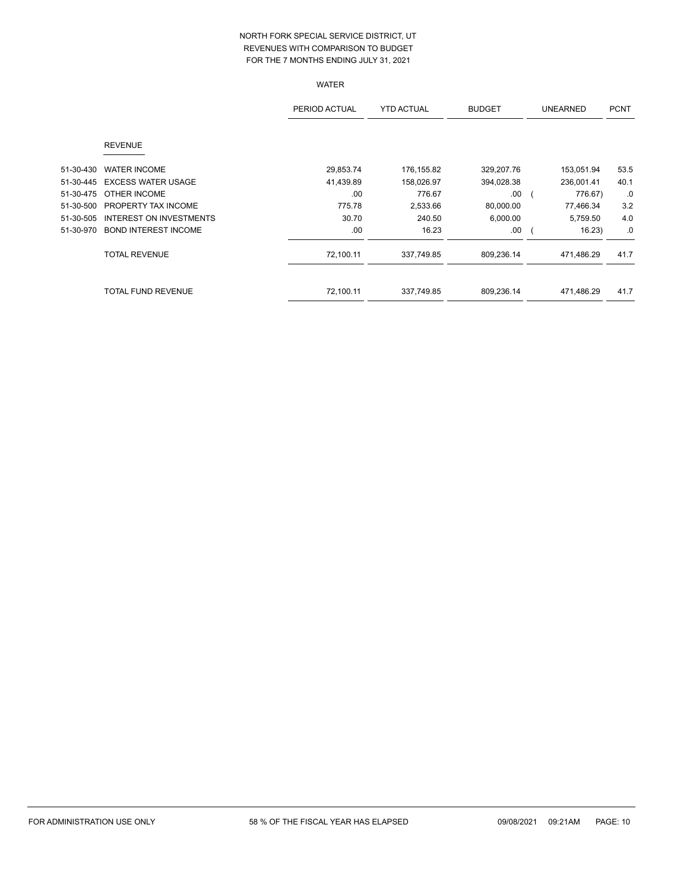# NORTH FORK SPECIAL SERVICE DISTRICT, UT
## REVENUES WITH COMPARISON TO BUDGET
## FOR THE 7 MONTHS ENDING JULY 31, 2021

### WATER

| | | PERIOD ACTUAL | YTD ACTUAL | BUDGET | UNEARNED | PCNT |
|---|---|---|---|---|---|---|
| | **REVENUE** | | | | | |
| 51-30-430 | WATER INCOME | 29,853.74 | 176,155.82 | 329,207.76 | 153,051.94 | 53.5 |
| 51-30-445 | EXCESS WATER USAGE | 41,439.89 | 158,026.97 | 394,028.38 | 236,001.41 | 40.1 |
| 51-30-475 | OTHER INCOME | .00 | 776.67 | .00 | ( 776.67) | .0 |
| 51-30-500 | PROPERTY TAX INCOME | 775.78 | 2,533.66 | 80,000.00 | 77,466.34 | 3.2 |
| 51-30-505 | INTEREST ON INVESTMENTS | 30.70 | 240.50 | 6,000.00 | 5,759.50 | 4.0 |
| 51-30-970 | BOND INTEREST INCOME | .00 | 16.23 | .00 | ( 16.23) | .0 |
| | TOTAL REVENUE | 72,100.11 | 337,749.85 | 809,236.14 | 471,486.29 | 41.7 |
| | TOTAL FUND REVENUE | 72,100.11 | 337,749.85 | 809,236.14 | 471,486.29 | 41.7 |

FOR ADMINISTRATION USE ONLY    58 % OF THE FISCAL YEAR HAS ELAPSED    09/08/2021 09:21AM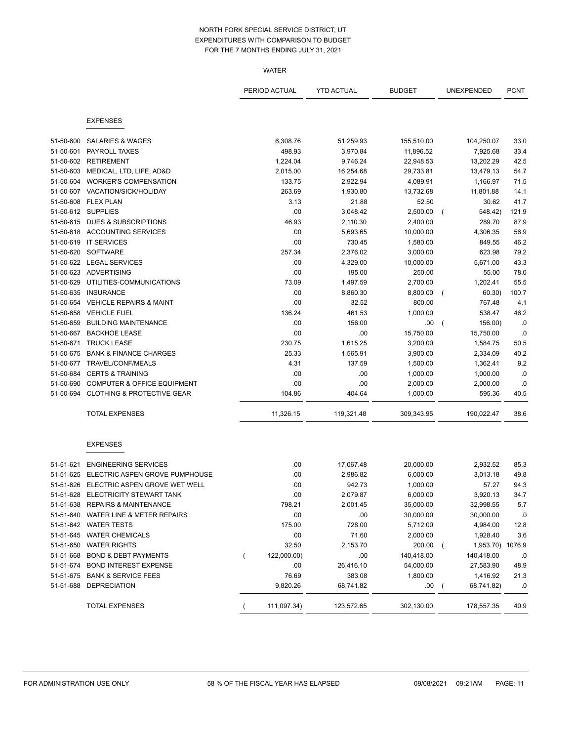# NORTH FORK SPECIAL SERVICE DISTRICT, UT
## EXPENDITURES WITH COMPARISON TO BUDGET
### FOR THE 7 MONTHS ENDING JULY 31, 2021

WATER

| | | PERIOD ACTUAL | YTD ACTUAL | BUDGET | UNEXPENDED | PCNT |
|---|---|---|---|---|---|---|
| | **EXPENSES** | | | | | |
| 51-50-600 | SALARIES & WAGES | 6,308.76 | 51,259.93 | 155,510.00 | 104,250.07 | 33.0 |
| 51-50-601 | PAYROLL TAXES | 498.93 | 3,970.84 | 11,896.52 | 7,925.68 | 33.4 |
| 51-50-602 | RETIREMENT | 1,224.04 | 9,746.24 | 22,948.53 | 13,202.29 | 42.5 |
| 51-50-603 | MEDICAL, LTD, LIFE, AD&D | 2,015.00 | 16,254.68 | 29,733.81 | 13,479.13 | 54.7 |
| 51-50-604 | WORKER'S COMPENSATION | 133.75 | 2,922.94 | 4,089.91 | 1,166.97 | 71.5 |
| 51-50-607 | VACATION/SICK/HOLIDAY | 263.69 | 1,930.80 | 13,732.68 | 11,801.88 | 14.1 |
| 51-50-608 | FLEX PLAN | 3.13 | 21.88 | 52.50 | 30.62 | 41.7 |
| 51-50-612 | SUPPLIES | .00 | 3,048.42 | 2,500.00 | ( 548.42) | 121.9 |
| 51-50-615 | DUES & SUBSCRIPTIONS | 46.93 | 2,110.30 | 2,400.00 | 289.70 | 87.9 |
| 51-50-618 | ACCOUNTING SERVICES | .00 | 5,693.65 | 10,000.00 | 4,306.35 | 56.9 |
| 51-50-619 | IT SERVICES | .00 | 730.45 | 1,580.00 | 849.55 | 46.2 |
| 51-50-620 | SOFTWARE | 257.34 | 2,376.02 | 3,000.00 | 623.98 | 79.2 |
| 51-50-622 | LEGAL SERVICES | .00 | 4,329.00 | 10,000.00 | 5,671.00 | 43.3 |
| 51-50-623 | ADVERTISING | .00 | 195.00 | 250.00 | 55.00 | 78.0 |
| 51-50-629 | UTILITIES-COMMUNICATIONS | 73.09 | 1,497.59 | 2,700.00 | 1,202.41 | 55.5 |
| 51-50-635 | INSURANCE | .00 | 8,860.30 | 8,800.00 | ( 60.30) | 100.7 |
| 51-50-654 | VEHICLE REPAIRS & MAINT | .00 | 32.52 | 800.00 | 767.48 | 4.1 |
| 51-50-658 | VEHICLE FUEL | 136.24 | 461.53 | 1,000.00 | 538.47 | 46.2 |
| 51-50-659 | BUILDING MAINTENANCE | .00 | 156.00 | .00 | ( 156.00) | .0 |
| 51-50-667 | BACKHOE LEASE | .00 | .00 | 15,750.00 | 15,750.00 | .0 |
| 51-50-671 | TRUCK LEASE | 230.75 | 1,615.25 | 3,200.00 | 1,584.75 | 50.5 |
| 51-50-675 | BANK & FINANCE CHARGES | 25.33 | 1,565.91 | 3,900.00 | 2,334.09 | 40.2 |
| 51-50-677 | TRAVEL/CONF/MEALS | 4.31 | 137.59 | 1,500.00 | 1,362.41 | 9.2 |
| 51-50-684 | CERTS & TRAINING | .00 | .00 | 1,000.00 | 1,000.00 | .0 |
| 51-50-690 | COMPUTER & OFFICE EQUIPMENT | .00 | .00 | 2,000.00 | 2,000.00 | .0 |
| 51-50-694 | CLOTHING & PROTECTIVE GEAR | 104.86 | 404.64 | 1,000.00 | 595.36 | 40.5 |
| | TOTAL EXPENSES | 11,326.15 | 119,321.48 | 309,343.95 | 190,022.47 | 38.6 |
| | **EXPENSES** | | | | | |
| 51-51-621 | ENGINEERING SERVICES | .00 | 17,067.48 | 20,000.00 | 2,932.52 | 85.3 |
| 51-51-625 | ELECTRIC ASPEN GROVE PUMPHOUSE | .00 | 2,986.82 | 6,000.00 | 3,013.18 | 49.8 |
| 51-51-626 | ELECTRIC ASPEN GROVE WET WELL | .00 | 942.73 | 1,000.00 | 57.27 | 94.3 |
| 51-51-628 | ELECTRICITY STEWART TANK | .00 | 2,079.87 | 6,000.00 | 3,920.13 | 34.7 |
| 51-51-638 | REPAIRS & MAINTENANCE | 798.21 | 2,001.45 | 35,000.00 | 32,998.55 | 5.7 |
| 51-51-640 | WATER LINE & METER REPAIRS | .00 | .00 | 30,000.00 | 30,000.00 | .0 |
| 51-51-642 | WATER TESTS | 175.00 | 728.00 | 5,712.00 | 4,984.00 | 12.8 |
| 51-51-645 | WATER CHEMICALS | .00 | 71.60 | 2,000.00 | 1,928.40 | 3.6 |
| 51-51-650 | WATER RIGHTS | 32.50 | 2,153.70 | 200.00 | ( 1,953.70) | 1076.9 |
| 51-51-668 | BOND & DEBT PAYMENTS | ( 122,000.00) | .00 | 140,418.00 | 140,418.00 | .0 |
| 51-51-674 | BOND INTEREST EXPENSE | .00 | 26,416.10 | 54,000.00 | 27,583.90 | 48.9 |
| 51-51-675 | BANK & SERVICE FEES | 76.69 | 383.08 | 1,800.00 | 1,416.92 | 21.3 |
| 51-51-688 | DEPRECIATION | 9,820.26 | 68,741.82 | .00 | ( 68,741.82) | .0 |
| | TOTAL EXPENSES | ( 111,097.34) | 123,572.65 | 302,130.00 | 178,557.35 | 40.9 |

FOR ADMINISTRATION USE ONLY — 58 % OF THE FISCAL YEAR HAS ELAPSED — 09/08/2021 09:21AM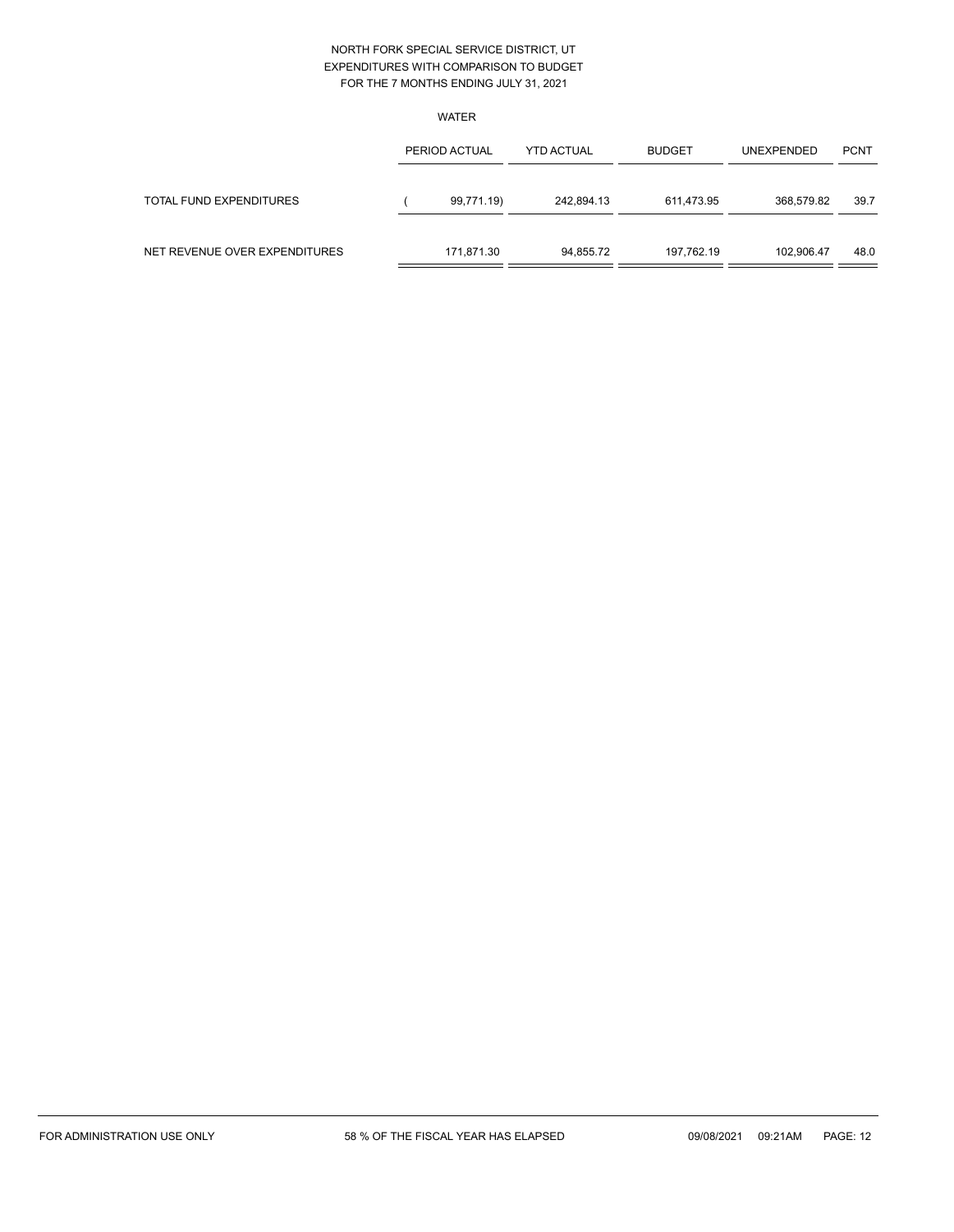NORTH FORK SPECIAL SERVICE DISTRICT, UT
EXPENDITURES WITH COMPARISON TO BUDGET
FOR THE 7 MONTHS ENDING JULY 31, 2021

WATER

| | PERIOD ACTUAL | YTD ACTUAL | BUDGET | UNEXPENDED | PCNT |
|---|---|---|---|---|---|
| TOTAL FUND EXPENDITURES | ( 99,771.19) | 242,894.13 | 611,473.95 | 368,579.82 | 39.7 |
| NET REVENUE OVER EXPENDITURES | 171,871.30 | 94,855.72 | 197,762.19 | 102,906.47 | 48.0 |

FOR ADMINISTRATION USE ONLY    58 % OF THE FISCAL YEAR HAS ELAPSED    09/08/2021 09:21AM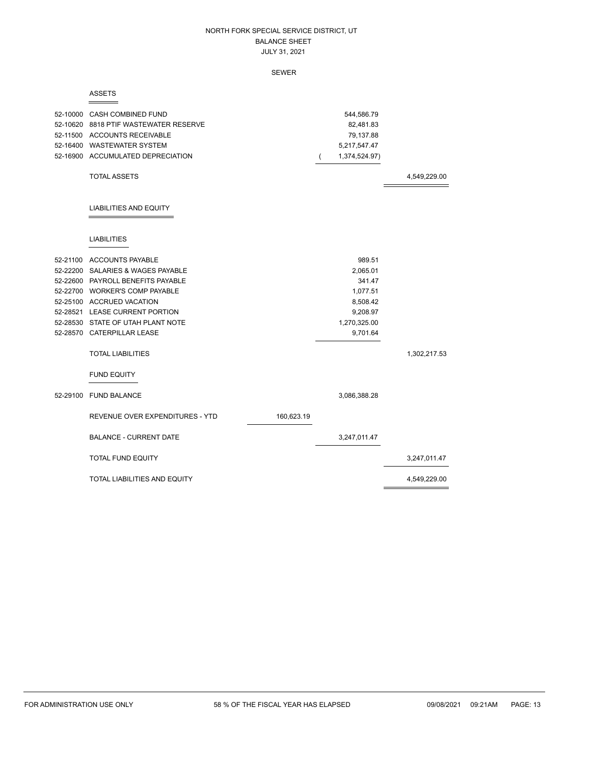# NORTH FORK SPECIAL SERVICE DISTRICT, UT
## BALANCE SHEET
### JULY 31, 2021

### SEWER

**ASSETS**

| Account | Description | | | |
|---|---|---|---|---|
| 52-10000 | CASH COMBINED FUND | | 544,586.79 | |
| 52-10620 | 8818 PTIF WASTEWATER RESERVE | | 82,481.83 | |
| 52-11500 | ACCOUNTS RECEIVABLE | | 79,137.88 | |
| 52-16400 | WASTEWATER SYSTEM | | 5,217,547.47 | |
| 52-16900 | ACCUMULATED DEPRECIATION | | ( 1,374,524.97) | |
| | TOTAL ASSETS | | | 4,549,229.00 |

**LIABILITIES AND EQUITY**

**LIABILITIES**

| Account | Description | | | |
|---|---|---|---|---|
| 52-21100 | ACCOUNTS PAYABLE | | 989.51 | |
| 52-22200 | SALARIES & WAGES PAYABLE | | 2,065.01 | |
| 52-22600 | PAYROLL BENEFITS PAYABLE | | 341.47 | |
| 52-22700 | WORKER'S COMP PAYABLE | | 1,077.51 | |
| 52-25100 | ACCRUED VACATION | | 8,508.42 | |
| 52-28521 | LEASE CURRENT PORTION | | 9,208.97 | |
| 52-28530 | STATE OF UTAH PLANT NOTE | | 1,270,325.00 | |
| 52-28570 | CATERPILLAR LEASE | | 9,701.64 | |
| | TOTAL LIABILITIES | | | 1,302,217.53 |

**FUND EQUITY**

| Account | Description | | | |
|---|---|---|---|---|
| 52-29100 | FUND BALANCE | | 3,086,388.28 | |
| | REVENUE OVER EXPENDITURES - YTD | 160,623.19 | | |
| | BALANCE - CURRENT DATE | | 3,247,011.47 | |
| | TOTAL FUND EQUITY | | | 3,247,011.47 |
| | TOTAL LIABILITIES AND EQUITY | | | 4,549,229.00 |

FOR ADMINISTRATION USE ONLY | 58 % OF THE FISCAL YEAR HAS ELAPSED | 09/08/2021 09:21AM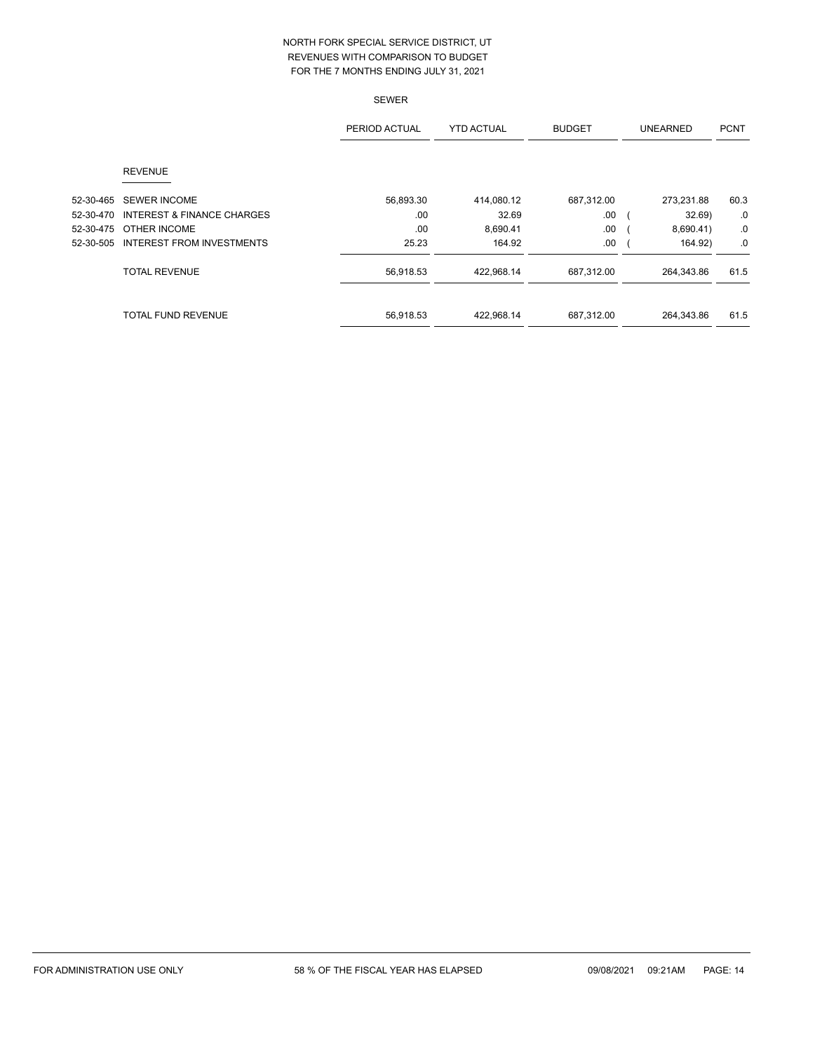NORTH FORK SPECIAL SERVICE DISTRICT, UT
REVENUES WITH COMPARISON TO BUDGET
FOR THE 7 MONTHS ENDING JULY 31, 2021

SEWER

| | | PERIOD ACTUAL | YTD ACTUAL | BUDGET | UNEARNED | PCNT |
|---|---|---|---|---|---|---|
| | **REVENUE** | | | | | |
| 52-30-465 | SEWER INCOME | 56,893.30 | 414,080.12 | 687,312.00 | 273,231.88 | 60.3 |
| 52-30-470 | INTEREST & FINANCE CHARGES | .00 | 32.69 | .00 | ( 32.69) | .0 |
| 52-30-475 | OTHER INCOME | .00 | 8,690.41 | .00 | ( 8,690.41) | .0 |
| 52-30-505 | INTEREST FROM INVESTMENTS | 25.23 | 164.92 | .00 | ( 164.92) | .0 |
| | TOTAL REVENUE | 56,918.53 | 422,968.14 | 687,312.00 | 264,343.86 | 61.5 |
| | TOTAL FUND REVENUE | 56,918.53 | 422,968.14 | 687,312.00 | 264,343.86 | 61.5 |

FOR ADMINISTRATION USE ONLY 58 % OF THE FISCAL YEAR HAS ELAPSED 09/08/2021 09:21AM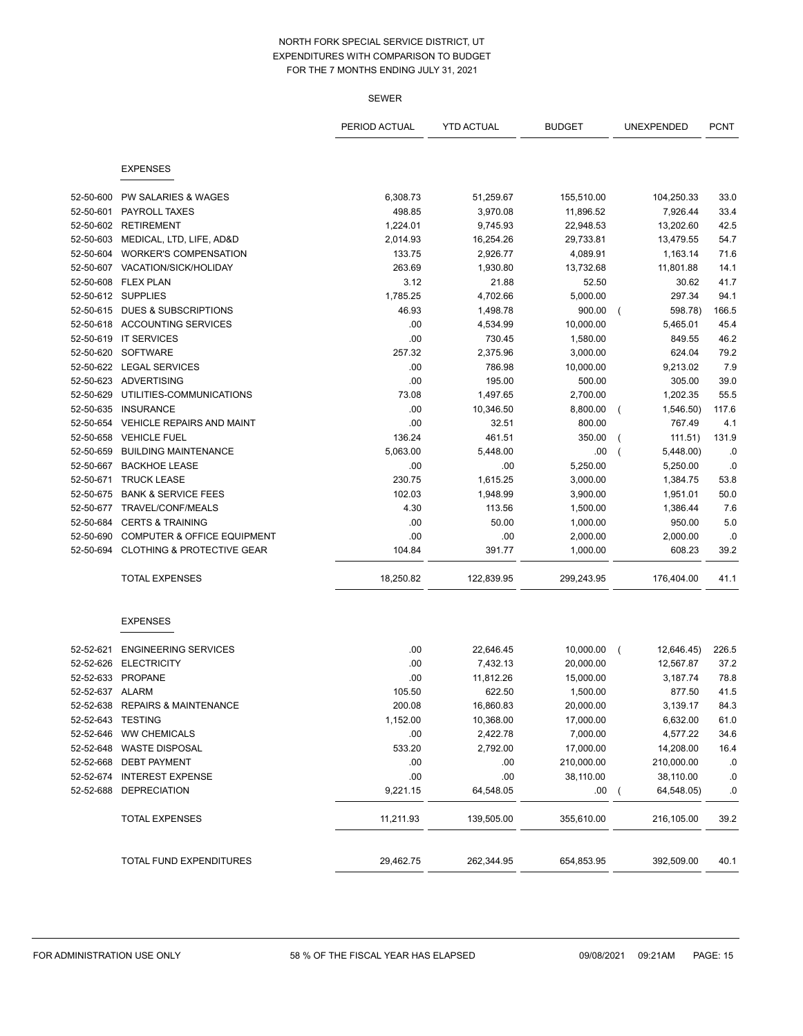NORTH FORK SPECIAL SERVICE DISTRICT, UT
EXPENDITURES WITH COMPARISON TO BUDGET
FOR THE 7 MONTHS ENDING JULY 31, 2021

SEWER

| | | PERIOD ACTUAL | YTD ACTUAL | BUDGET | UNEXPENDED | PCNT |
|---|---|---|---|---|---|---|
| | **EXPENSES** | | | | | |
| 52-50-600 | PW SALARIES & WAGES | 6,308.73 | 51,259.67 | 155,510.00 | 104,250.33 | 33.0 |
| 52-50-601 | PAYROLL TAXES | 498.85 | 3,970.08 | 11,896.52 | 7,926.44 | 33.4 |
| 52-50-602 | RETIREMENT | 1,224.01 | 9,745.93 | 22,948.53 | 13,202.60 | 42.5 |
| 52-50-603 | MEDICAL, LTD, LIFE, AD&D | 2,014.93 | 16,254.26 | 29,733.81 | 13,479.55 | 54.7 |
| 52-50-604 | WORKER'S COMPENSATION | 133.75 | 2,926.77 | 4,089.91 | 1,163.14 | 71.6 |
| 52-50-607 | VACATION/SICK/HOLIDAY | 263.69 | 1,930.80 | 13,732.68 | 11,801.88 | 14.1 |
| 52-50-608 | FLEX PLAN | 3.12 | 21.88 | 52.50 | 30.62 | 41.7 |
| 52-50-612 | SUPPLIES | 1,785.25 | 4,702.66 | 5,000.00 | 297.34 | 94.1 |
| 52-50-615 | DUES & SUBSCRIPTIONS | 46.93 | 1,498.78 | 900.00 | ( 598.78) | 166.5 |
| 52-50-618 | ACCOUNTING SERVICES | .00 | 4,534.99 | 10,000.00 | 5,465.01 | 45.4 |
| 52-50-619 | IT SERVICES | .00 | 730.45 | 1,580.00 | 849.55 | 46.2 |
| 52-50-620 | SOFTWARE | 257.32 | 2,375.96 | 3,000.00 | 624.04 | 79.2 |
| 52-50-622 | LEGAL SERVICES | .00 | 786.98 | 10,000.00 | 9,213.02 | 7.9 |
| 52-50-623 | ADVERTISING | .00 | 195.00 | 500.00 | 305.00 | 39.0 |
| 52-50-629 | UTILITIES-COMMUNICATIONS | 73.08 | 1,497.65 | 2,700.00 | 1,202.35 | 55.5 |
| 52-50-635 | INSURANCE | .00 | 10,346.50 | 8,800.00 | ( 1,546.50) | 117.6 |
| 52-50-654 | VEHICLE REPAIRS AND MAINT | .00 | 32.51 | 800.00 | 767.49 | 4.1 |
| 52-50-658 | VEHICLE FUEL | 136.24 | 461.51 | 350.00 | ( 111.51) | 131.9 |
| 52-50-659 | BUILDING MAINTENANCE | 5,063.00 | 5,448.00 | .00 | ( 5,448.00) | .0 |
| 52-50-667 | BACKHOE LEASE | .00 | .00 | 5,250.00 | 5,250.00 | .0 |
| 52-50-671 | TRUCK LEASE | 230.75 | 1,615.25 | 3,000.00 | 1,384.75 | 53.8 |
| 52-50-675 | BANK & SERVICE FEES | 102.03 | 1,948.99 | 3,900.00 | 1,951.01 | 50.0 |
| 52-50-677 | TRAVEL/CONF/MEALS | 4.30 | 113.56 | 1,500.00 | 1,386.44 | 7.6 |
| 52-50-684 | CERTS & TRAINING | .00 | 50.00 | 1,000.00 | 950.00 | 5.0 |
| 52-50-690 | COMPUTER & OFFICE EQUIPMENT | .00 | .00 | 2,000.00 | 2,000.00 | .0 |
| 52-50-694 | CLOTHING & PROTECTIVE GEAR | 104.84 | 391.77 | 1,000.00 | 608.23 | 39.2 |
| | TOTAL EXPENSES | 18,250.82 | 122,839.95 | 299,243.95 | 176,404.00 | 41.1 |
| | **EXPENSES** | | | | | |
| 52-52-621 | ENGINEERING SERVICES | .00 | 22,646.45 | 10,000.00 | ( 12,646.45) | 226.5 |
| 52-52-626 | ELECTRICITY | .00 | 7,432.13 | 20,000.00 | 12,567.87 | 37.2 |
| 52-52-633 | PROPANE | .00 | 11,812.26 | 15,000.00 | 3,187.74 | 78.8 |
| 52-52-637 | ALARM | 105.50 | 622.50 | 1,500.00 | 877.50 | 41.5 |
| 52-52-638 | REPAIRS & MAINTENANCE | 200.08 | 16,860.83 | 20,000.00 | 3,139.17 | 84.3 |
| 52-52-643 | TESTING | 1,152.00 | 10,368.00 | 17,000.00 | 6,632.00 | 61.0 |
| 52-52-646 | WW CHEMICALS | .00 | 2,422.78 | 7,000.00 | 4,577.22 | 34.6 |
| 52-52-648 | WASTE DISPOSAL | 533.20 | 2,792.00 | 17,000.00 | 14,208.00 | 16.4 |
| 52-52-668 | DEBT PAYMENT | .00 | .00 | 210,000.00 | 210,000.00 | .0 |
| 52-52-674 | INTEREST EXPENSE | .00 | .00 | 38,110.00 | 38,110.00 | .0 |
| 52-52-688 | DEPRECIATION | 9,221.15 | 64,548.05 | .00 | ( 64,548.05) | .0 |
| | TOTAL EXPENSES | 11,211.93 | 139,505.00 | 355,610.00 | 216,105.00 | 39.2 |
| | TOTAL FUND EXPENDITURES | 29,462.75 | 262,344.95 | 654,853.95 | 392,509.00 | 40.1 |

FOR ADMINISTRATION USE ONLY    58 % OF THE FISCAL YEAR HAS ELAPSED    09/08/2021 09:21AM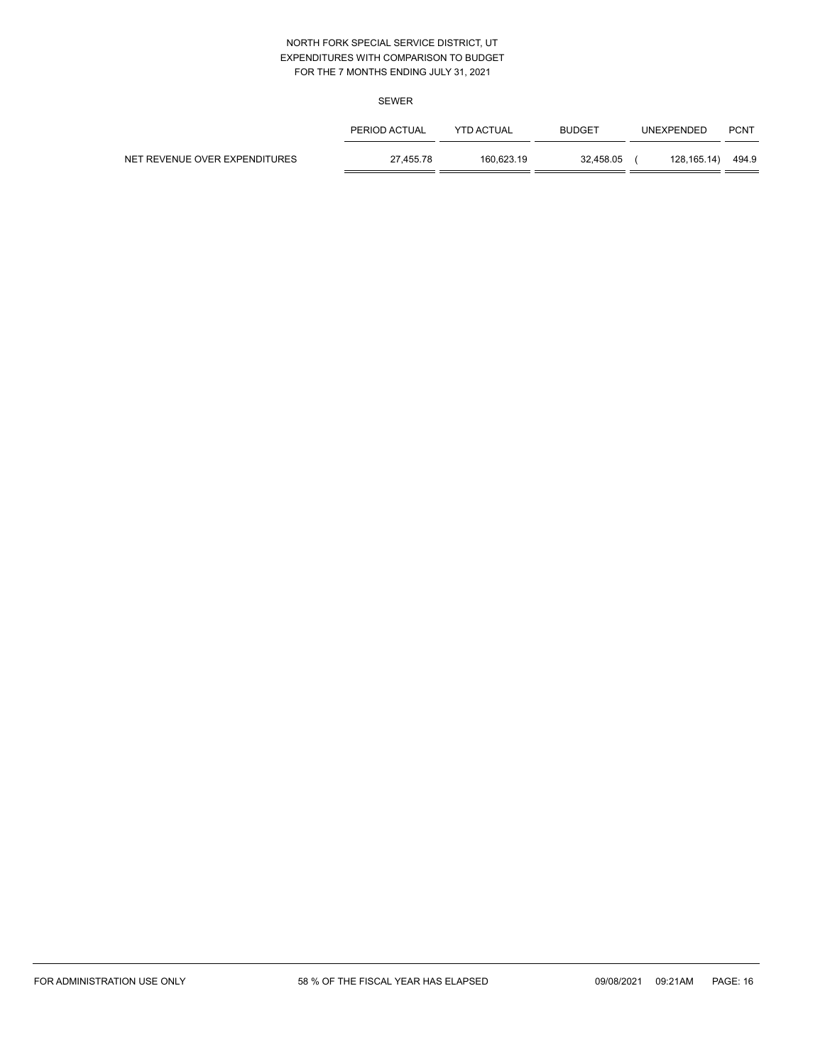NORTH FORK SPECIAL SERVICE DISTRICT, UT
EXPENDITURES WITH COMPARISON TO BUDGET
FOR THE 7 MONTHS ENDING JULY 31, 2021

SEWER

| | PERIOD ACTUAL | YTD ACTUAL | BUDGET | UNEXPENDED | PCNT |
|---|---|---|---|---|---|
| NET REVENUE OVER EXPENDITURES | 27,455.78 | 160,623.19 | 32,458.05 | ( 128,165.14) | 494.9 |

FOR ADMINISTRATION USE ONLY    58 % OF THE FISCAL YEAR HAS ELAPSED    09/08/2021 09:21AM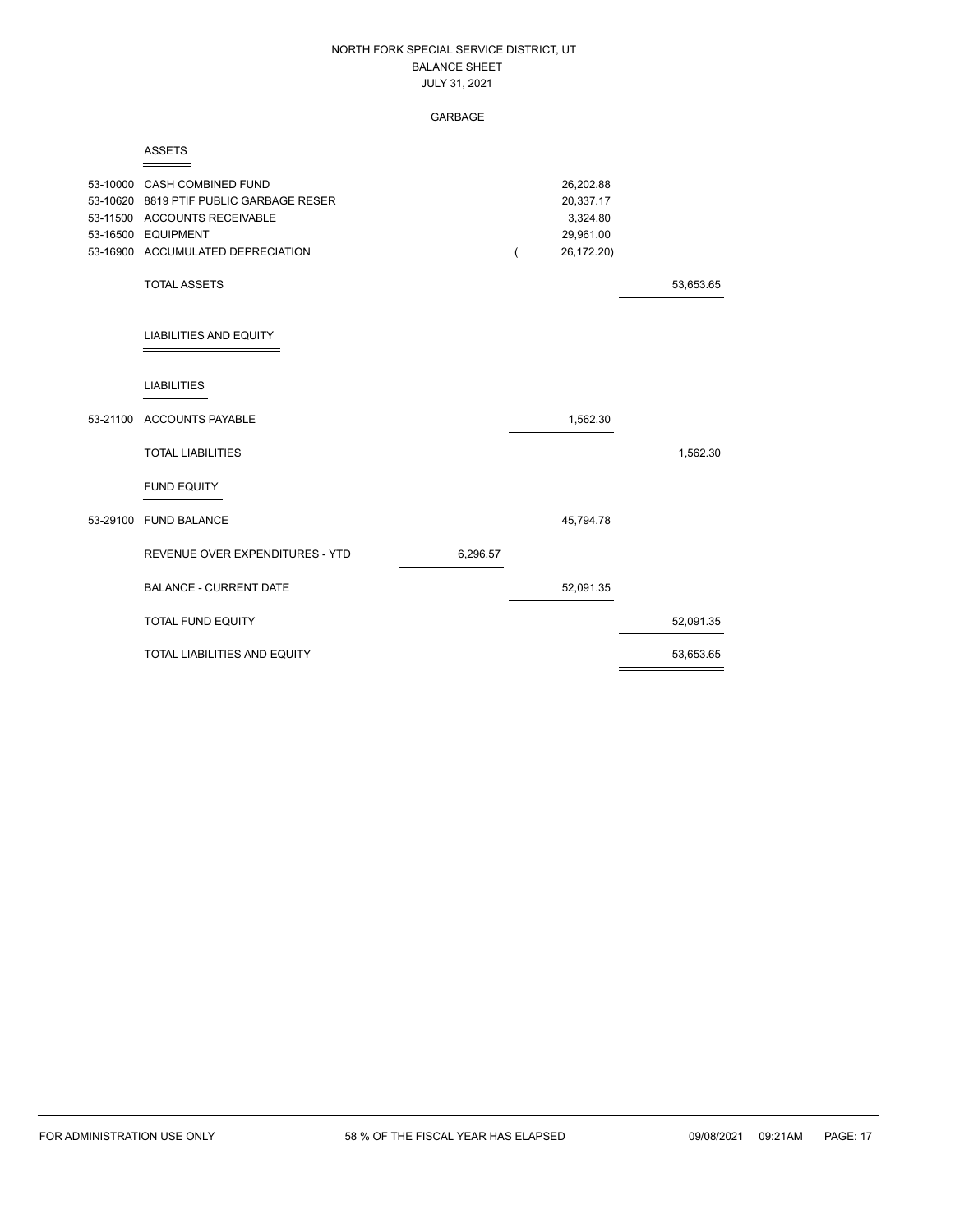NORTH FORK SPECIAL SERVICE DISTRICT, UT
BALANCE SHEET
JULY 31, 2021

GARBAGE

| Account | Description | | | |
|---|---|---|---|---|
| | **ASSETS** | | | |
| 53-10000 | CASH COMBINED FUND | | 26,202.88 | |
| 53-10620 | 8819 PTIF PUBLIC GARBAGE RESER | | 20,337.17 | |
| 53-11500 | ACCOUNTS RECEIVABLE | | 3,324.80 | |
| 53-16500 | EQUIPMENT | | 29,961.00 | |
| 53-16900 | ACCUMULATED DEPRECIATION | | ( 26,172.20) | |
| | TOTAL ASSETS | | | 53,653.65 |
| | **LIABILITIES AND EQUITY** | | | |
| | **LIABILITIES** | | | |
| 53-21100 | ACCOUNTS PAYABLE | | 1,562.30 | |
| | TOTAL LIABILITIES | | | 1,562.30 |
| | **FUND EQUITY** | | | |
| 53-29100 | FUND BALANCE | | 45,794.78 | |
| | REVENUE OVER EXPENDITURES - YTD | 6,296.57 | | |
| | BALANCE - CURRENT DATE | | 52,091.35 | |
| | TOTAL FUND EQUITY | | | 52,091.35 |
| | TOTAL LIABILITIES AND EQUITY | | | 53,653.65 |

FOR ADMINISTRATION USE ONLY — 58 % OF THE FISCAL YEAR HAS ELAPSED — 09/08/2021 09:21AM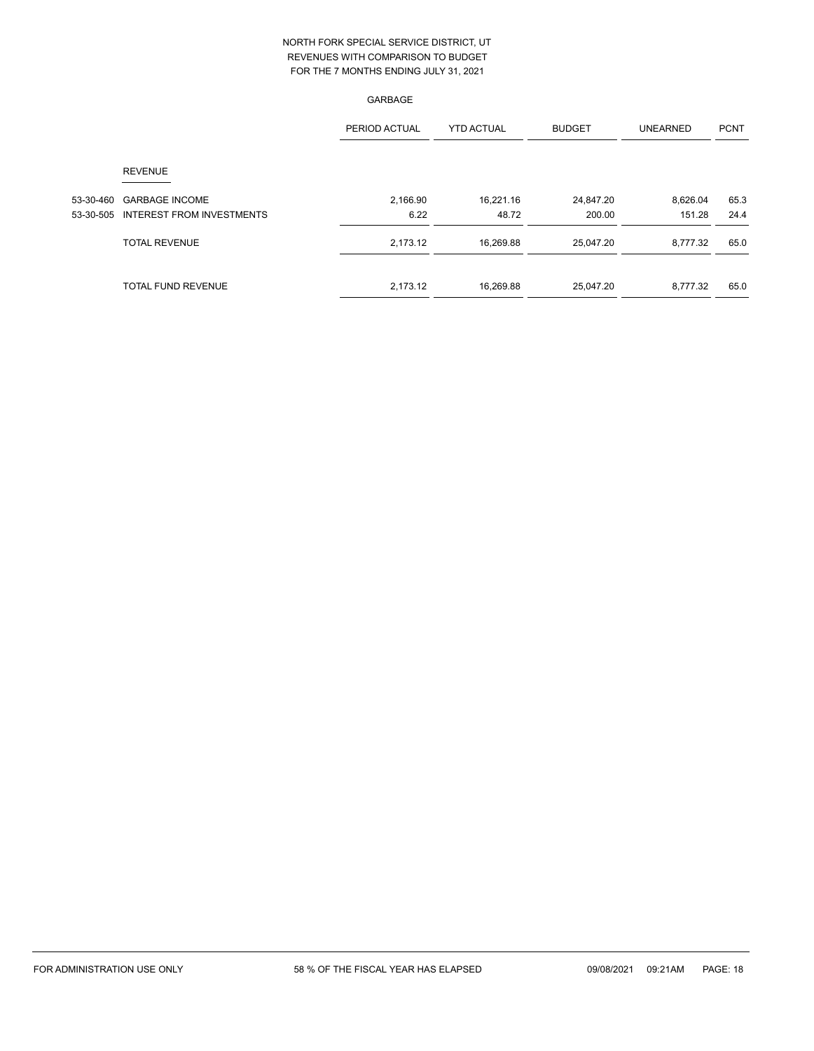NORTH FORK SPECIAL SERVICE DISTRICT, UT
REVENUES WITH COMPARISON TO BUDGET
FOR THE 7 MONTHS ENDING JULY 31, 2021

GARBAGE

| | | PERIOD ACTUAL | YTD ACTUAL | BUDGET | UNEARNED | PCNT |
|---|---|---|---|---|---|---|
| | REVENUE | | | | | |
| 53-30-460 | GARBAGE INCOME | 2,166.90 | 16,221.16 | 24,847.20 | 8,626.04 | 65.3 |
| 53-30-505 | INTEREST FROM INVESTMENTS | 6.22 | 48.72 | 200.00 | 151.28 | 24.4 |
| | TOTAL REVENUE | 2,173.12 | 16,269.88 | 25,047.20 | 8,777.32 | 65.0 |
| | TOTAL FUND REVENUE | 2,173.12 | 16,269.88 | 25,047.20 | 8,777.32 | 65.0 |

FOR ADMINISTRATION USE ONLY    58 % OF THE FISCAL YEAR HAS ELAPSED    09/08/2021 09:21AM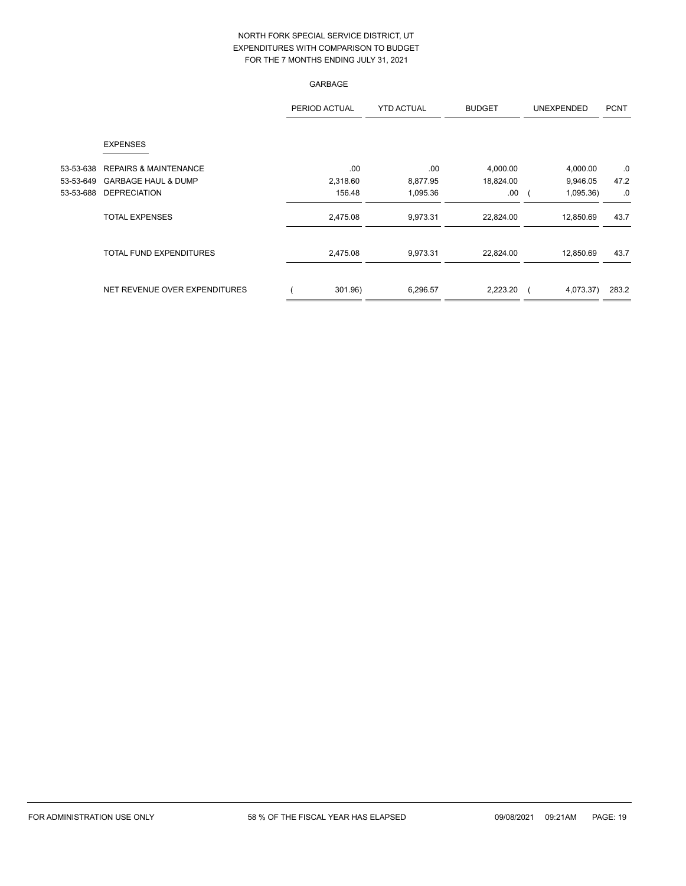NORTH FORK SPECIAL SERVICE DISTRICT, UT
EXPENDITURES WITH COMPARISON TO BUDGET
FOR THE 7 MONTHS ENDING JULY 31, 2021

GARBAGE

| | | PERIOD ACTUAL | YTD ACTUAL | BUDGET | UNEXPENDED | PCNT |
|---|---|---|---|---|---|---|
| | EXPENSES | | | | | |
| 53-53-638 | REPAIRS & MAINTENANCE | .00 | .00 | 4,000.00 | 4,000.00 | .0 |
| 53-53-649 | GARBAGE HAUL & DUMP | 2,318.60 | 8,877.95 | 18,824.00 | 9,946.05 | 47.2 |
| 53-53-688 | DEPRECIATION | 156.48 | 1,095.36 | .00 | ( 1,095.36) | .0 |
| | TOTAL EXPENSES | 2,475.08 | 9,973.31 | 22,824.00 | 12,850.69 | 43.7 |
| | TOTAL FUND EXPENDITURES | 2,475.08 | 9,973.31 | 22,824.00 | 12,850.69 | 43.7 |
| | NET REVENUE OVER EXPENDITURES | ( 301.96) | 6,296.57 | 2,223.20 | ( 4,073.37) | 283.2 |

FOR ADMINISTRATION USE ONLY    58 % OF THE FISCAL YEAR HAS ELAPSED    09/08/2021 09:21AM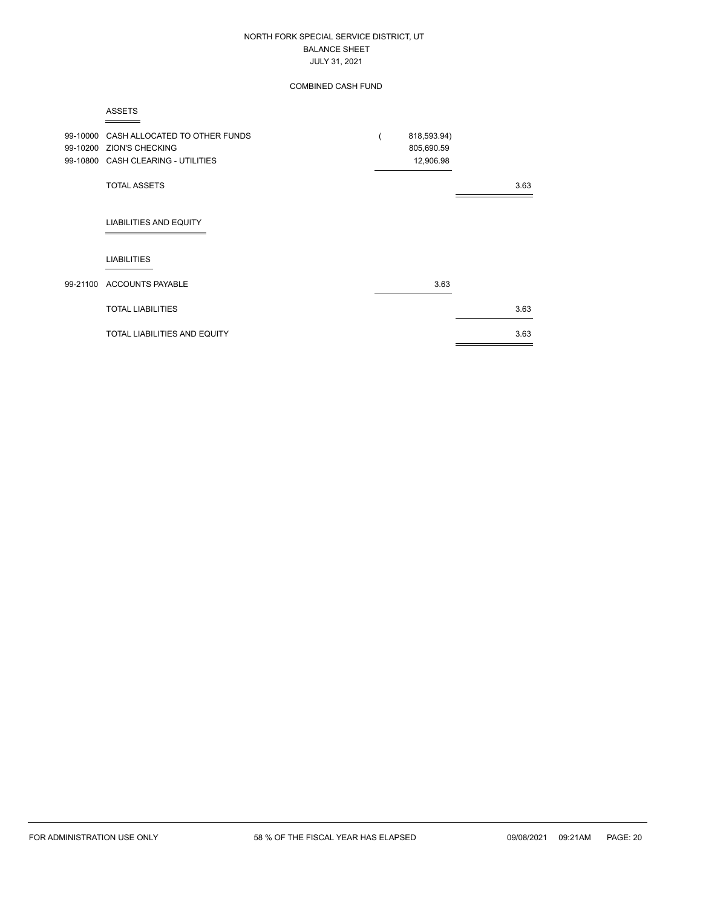# NORTH FORK SPECIAL SERVICE DISTRICT, UT

## BALANCE SHEET

## JULY 31, 2021

### COMBINED CASH FUND

| | | | |
|---|---|---|---|
| | **ASSETS** | | |
| 99-10000 | CASH ALLOCATED TO OTHER FUNDS | ( 818,593.94) | |
| 99-10200 | ZION'S CHECKING | 805,690.59 | |
| 99-10800 | CASH CLEARING - UTILITIES | 12,906.98 | |
| | TOTAL ASSETS | | 3.63 |
| | **LIABILITIES AND EQUITY** | | |
| | **LIABILITIES** | | |
| 99-21100 | ACCOUNTS PAYABLE | 3.63 | |
| | TOTAL LIABILITIES | | 3.63 |
| | TOTAL LIABILITIES AND EQUITY | | 3.63 |

FOR ADMINISTRATION USE ONLY    58 % OF THE FISCAL YEAR HAS ELAPSED    09/08/2021 09:21AM